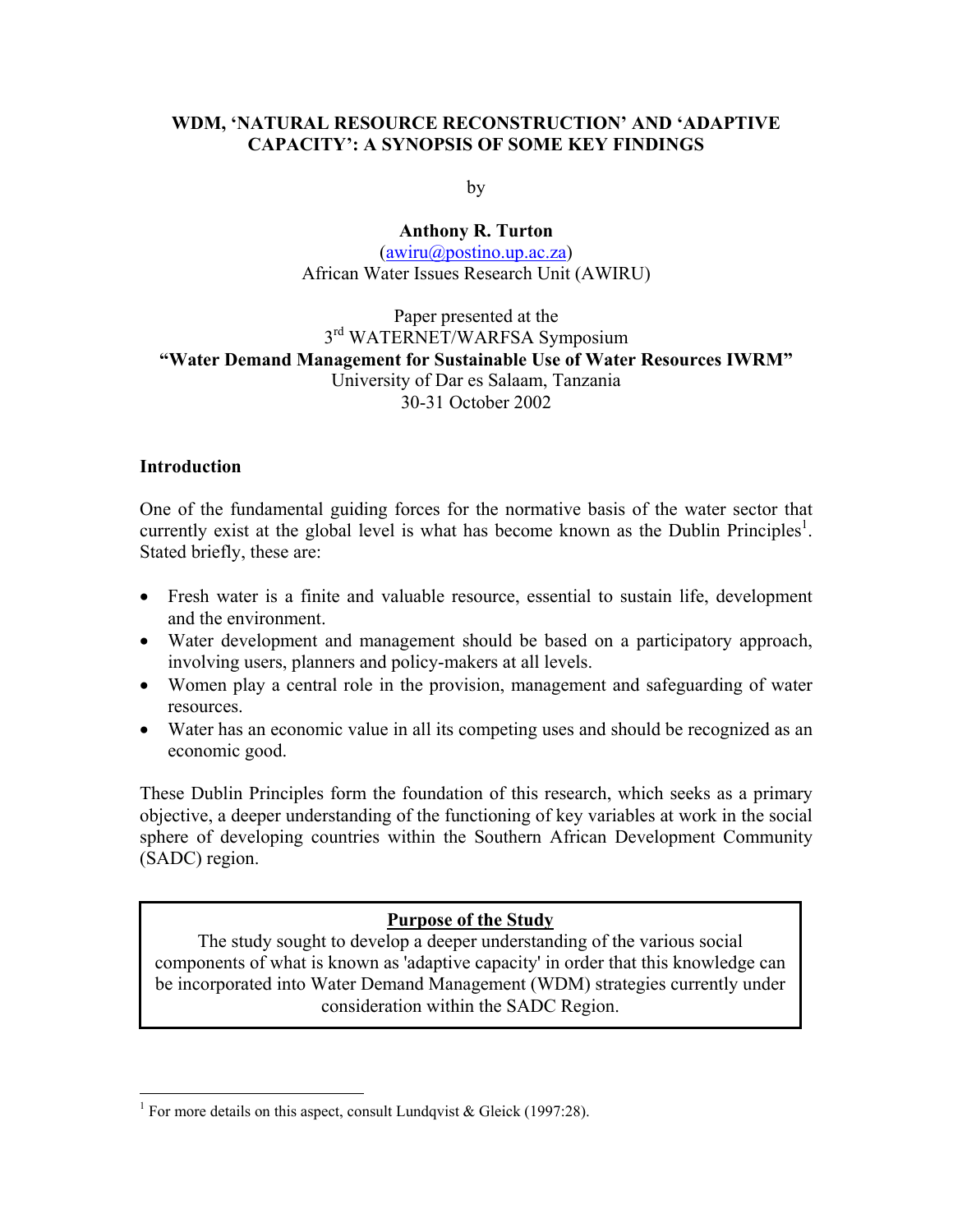# WDM, 'NATURAL RESOURCE RECONSTRUCTION' AND 'ADAPTIVE CAPACITY': A SYNOPSIS OF SOME KEY FINDINGS

by

**Anthony R. Turton**
(awiru@postino.up.ac.za)
African Water Issues Research Unit (AWIRU)

Paper presented at the
3rd WATERNET/WARFSA Symposium
**"Water Demand Management for Sustainable Use of Water Resources IWRM"**
University of Dar es Salaam, Tanzania
30-31 October 2002

## Introduction

One of the fundamental guiding forces for the normative basis of the water sector that currently exist at the global level is what has become known as the Dublin Principles[1]. Stated briefly, these are:

- Fresh water is a finite and valuable resource, essential to sustain life, development and the environment.
- Water development and management should be based on a participatory approach, involving users, planners and policy-makers at all levels.
- Women play a central role in the provision, management and safeguarding of water resources.
- Water has an economic value in all its competing uses and should be recognized as an economic good.

These Dublin Principles form the foundation of this research, which seeks as a primary objective, a deeper understanding of the functioning of key variables at work in the social sphere of developing countries within the Southern African Development Community (SADC) region.

**Purpose of the Study**

The study sought to develop a deeper understanding of the various social components of what is known as 'adaptive capacity' in order that this knowledge can be incorporated into Water Demand Management (WDM) strategies currently under consideration within the SADC Region.

---

[1] For more details on this aspect, consult Lundqvist & Gleick (1997:28).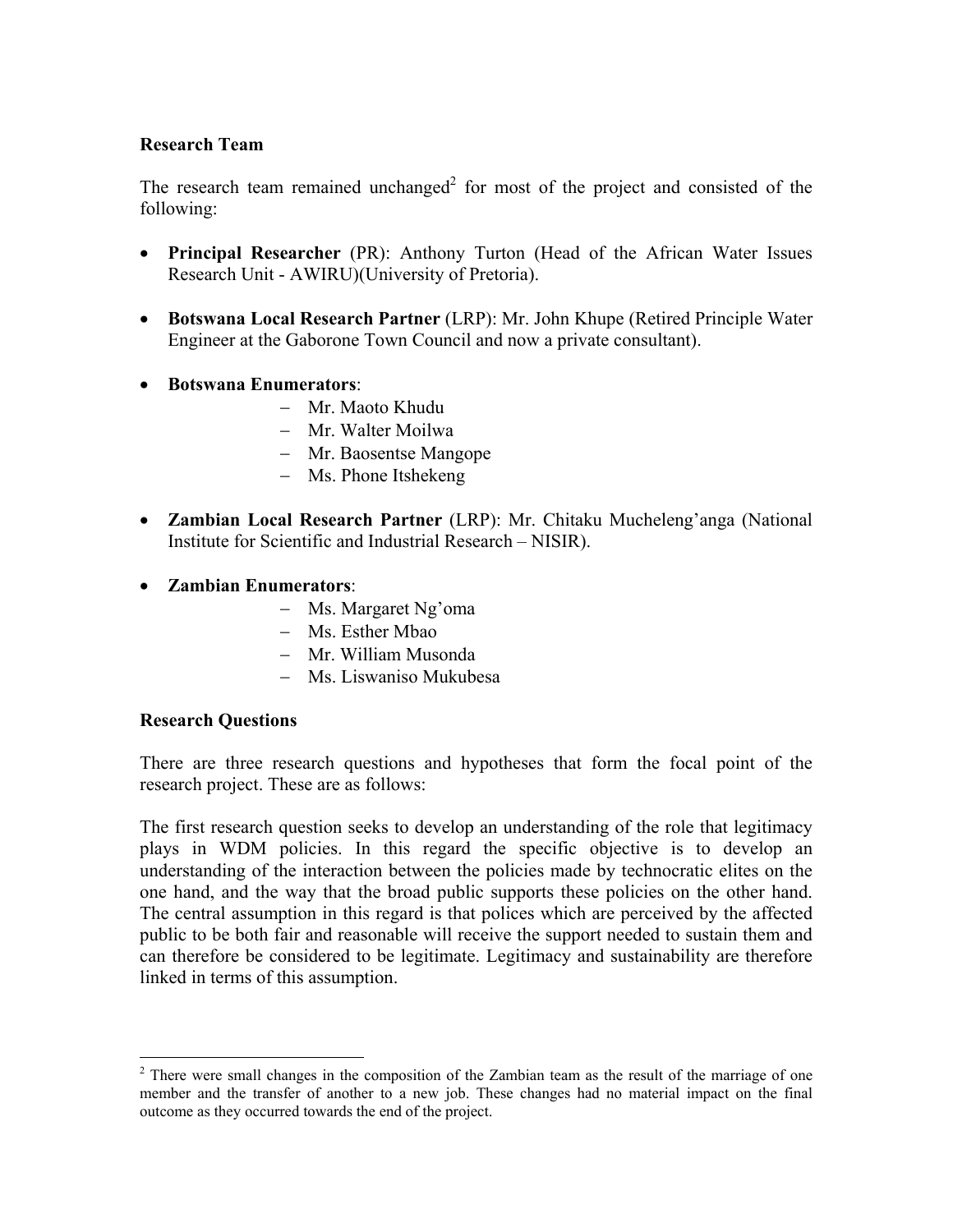**Research Team**

The research team remained unchanged[2] for most of the project and consisted of the following:

- **Principal Researcher** (PR): Anthony Turton (Head of the African Water Issues Research Unit - AWIRU)(University of Pretoria).

- **Botswana Local Research Partner** (LRP): Mr. John Khupe (Retired Principle Water Engineer at the Gaborone Town Council and now a private consultant).

- **Botswana Enumerators**:
  - Mr. Maoto Khudu
  - Mr. Walter Moilwa
  - Mr. Baosentse Mangope
  - Ms. Phone Itshekeng

- **Zambian Local Research Partner** (LRP): Mr. Chitaku Mucheleng'anga (National Institute for Scientific and Industrial Research – NISIR).

- **Zambian Enumerators**:
  - Ms. Margaret Ng'oma
  - Ms. Esther Mbao
  - Mr. William Musonda
  - Ms. Liswaniso Mukubesa

**Research Questions**

There are three research questions and hypotheses that form the focal point of the research project. These are as follows:

The first research question seeks to develop an understanding of the role that legitimacy plays in WDM policies. In this regard the specific objective is to develop an understanding of the interaction between the policies made by technocratic elites on the one hand, and the way that the broad public supports these policies on the other hand. The central assumption in this regard is that polices which are perceived by the affected public to be both fair and reasonable will receive the support needed to sustain them and can therefore be considered to be legitimate. Legitimacy and sustainability are therefore linked in terms of this assumption.

---

[2] There were small changes in the composition of the Zambian team as the result of the marriage of one member and the transfer of another to a new job. These changes had no material impact on the final outcome as they occurred towards the end of the project.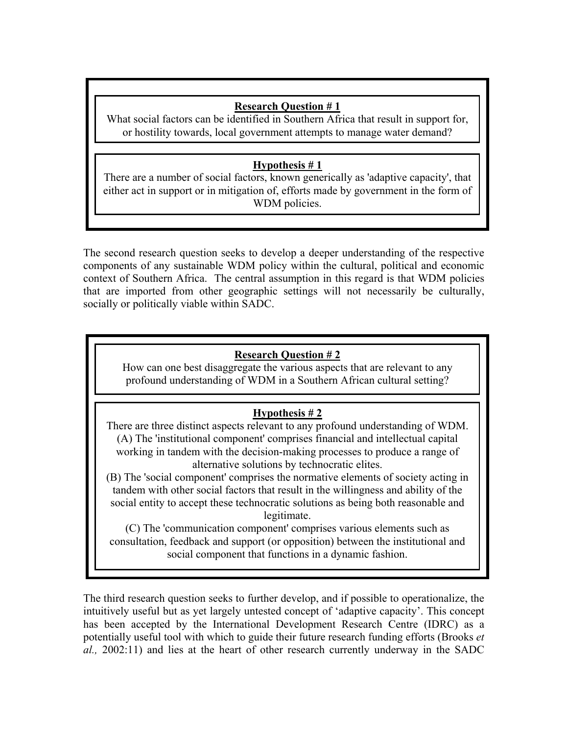**Research Question # 1**

What social factors can be identified in Southern Africa that result in support for, or hostility towards, local government attempts to manage water demand?

**Hypothesis # 1**

There are a number of social factors, known generically as 'adaptive capacity', that either act in support or in mitigation of, efforts made by government in the form of WDM policies.

The second research question seeks to develop a deeper understanding of the respective components of any sustainable WDM policy within the cultural, political and economic context of Southern Africa. The central assumption in this regard is that WDM policies that are imported from other geographic settings will not necessarily be culturally, socially or politically viable within SADC.

**Research Question # 2**

How can one best disaggregate the various aspects that are relevant to any profound understanding of WDM in a Southern African cultural setting?

**Hypothesis # 2**

There are three distinct aspects relevant to any profound understanding of WDM.

(A) The 'institutional component' comprises financial and intellectual capital working in tandem with the decision-making processes to produce a range of alternative solutions by technocratic elites.

(B) The 'social component' comprises the normative elements of society acting in tandem with other social factors that result in the willingness and ability of the social entity to accept these technocratic solutions as being both reasonable and legitimate.

(C) The 'communication component' comprises various elements such as consultation, feedback and support (or opposition) between the institutional and social component that functions in a dynamic fashion.

The third research question seeks to further develop, and if possible to operationalize, the intuitively useful but as yet largely untested concept of 'adaptive capacity'. This concept has been accepted by the International Development Research Centre (IDRC) as a potentially useful tool with which to guide their future research funding efforts (Brooks *et al.,* 2002:11) and lies at the heart of other research currently underway in the SADC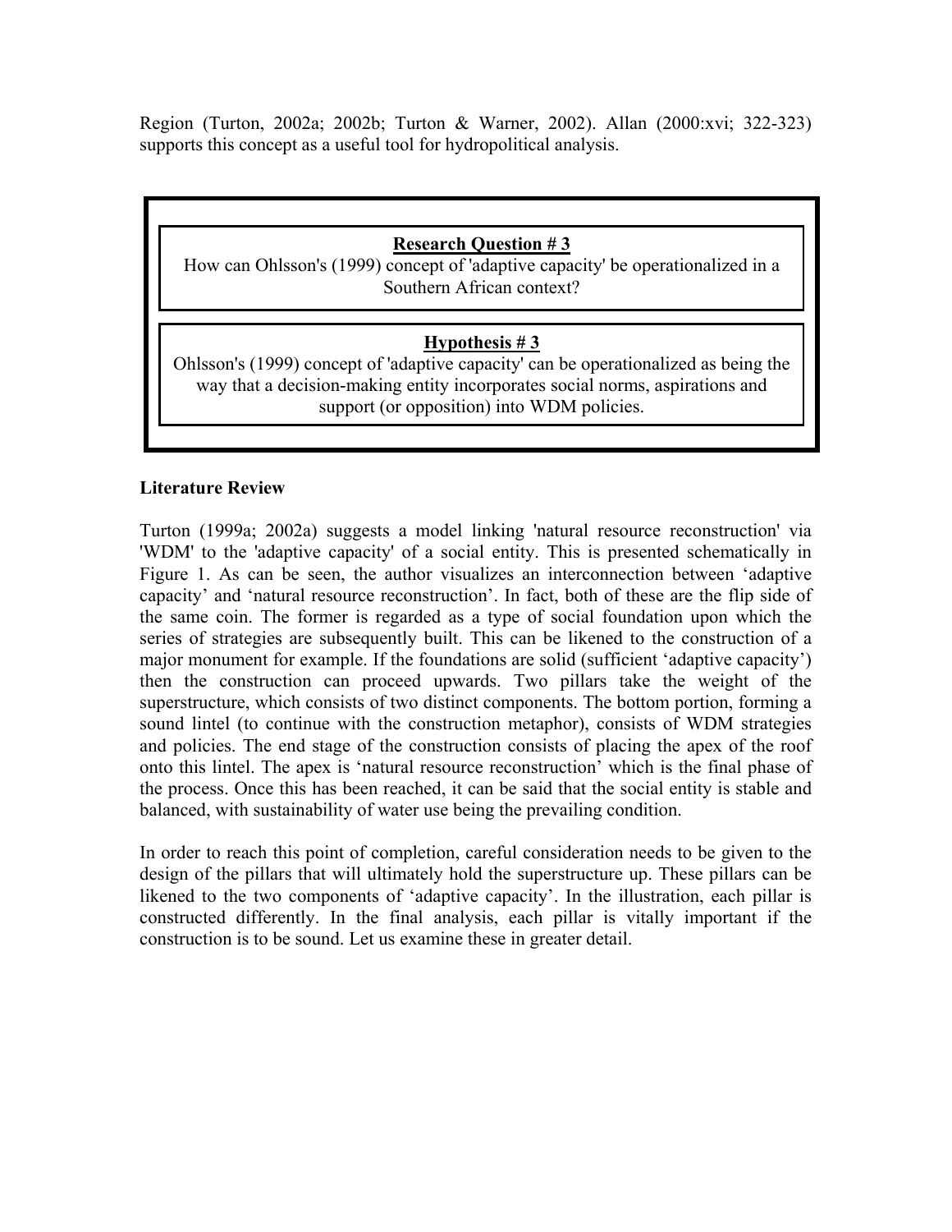Region (Turton, 2002a; 2002b; Turton & Warner, 2002). Allan (2000:xvi; 322-323) supports this concept as a useful tool for hydropolitical analysis.

> **Research Question # 3**
>
> How can Ohlsson's (1999) concept of 'adaptive capacity' be operationalized in a Southern African context?

> **Hypothesis # 3**
>
> Ohlsson's (1999) concept of 'adaptive capacity' can be operationalized as being the way that a decision-making entity incorporates social norms, aspirations and support (or opposition) into WDM policies.

**Literature Review**

Turton (1999a; 2002a) suggests a model linking 'natural resource reconstruction' via 'WDM' to the 'adaptive capacity' of a social entity. This is presented schematically in Figure 1. As can be seen, the author visualizes an interconnection between 'adaptive capacity' and 'natural resource reconstruction'. In fact, both of these are the flip side of the same coin. The former is regarded as a type of social foundation upon which the series of strategies are subsequently built. This can be likened to the construction of a major monument for example. If the foundations are solid (sufficient 'adaptive capacity') then the construction can proceed upwards. Two pillars take the weight of the superstructure, which consists of two distinct components. The bottom portion, forming a sound lintel (to continue with the construction metaphor), consists of WDM strategies and policies. The end stage of the construction consists of placing the apex of the roof onto this lintel. The apex is 'natural resource reconstruction' which is the final phase of the process. Once this has been reached, it can be said that the social entity is stable and balanced, with sustainability of water use being the prevailing condition.

In order to reach this point of completion, careful consideration needs to be given to the design of the pillars that will ultimately hold the superstructure up. These pillars can be likened to the two components of 'adaptive capacity'. In the illustration, each pillar is constructed differently. In the final analysis, each pillar is vitally important if the construction is to be sound. Let us examine these in greater detail.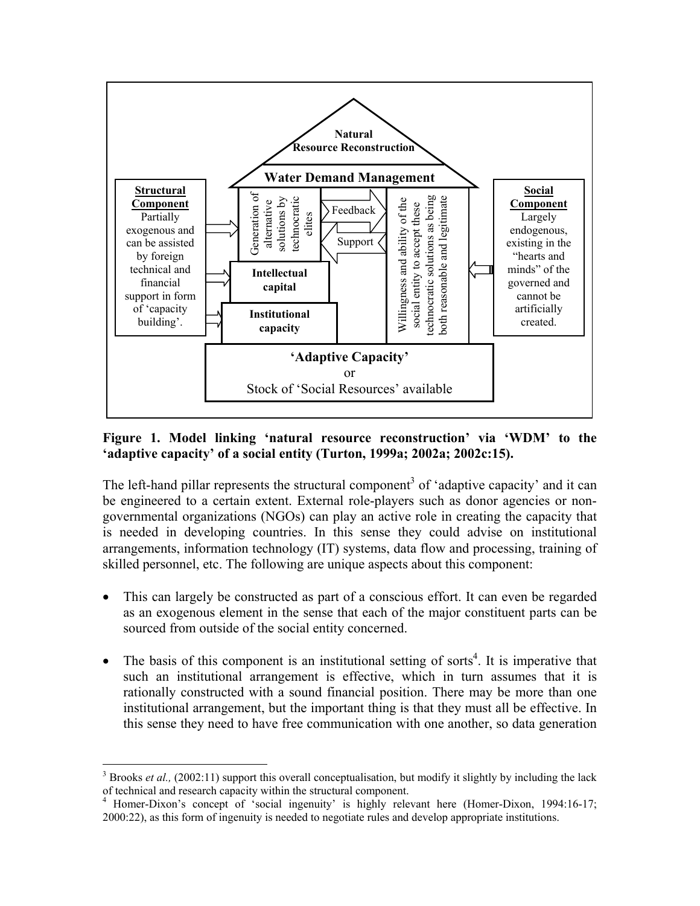**Figure 1. Model linking 'natural resource reconstruction' via 'WDM' to the 'adaptive capacity' of a social entity (Turton, 1999a; 2002a; 2002c:15).**

The left-hand pillar represents the structural component[3] of 'adaptive capacity' and it can be engineered to a certain extent. External role-players such as donor agencies or non-governmental organizations (NGOs) can play an active role in creating the capacity that is needed in developing countries. In this sense they could advise on institutional arrangements, information technology (IT) systems, data flow and processing, training of skilled personnel, etc. The following are unique aspects about this component:

- This can largely be constructed as part of a conscious effort. It can even be regarded as an exogenous element in the sense that each of the major constituent parts can be sourced from outside of the social entity concerned.
- The basis of this component is an institutional setting of sorts[4]. It is imperative that such an institutional arrangement is effective, which in turn assumes that it is rationally constructed with a sound financial position. There may be more than one institutional arrangement, but the important thing is that they must all be effective. In this sense they need to have free communication with one another, so data generation

---

[3] Brooks *et al.,* (2002:11) support this overall conceptualisation, but modify it slightly by including the lack of technical and research capacity within the structural component.

[4] Homer-Dixon's concept of 'social ingenuity' is highly relevant here (Homer-Dixon, 1994:16-17; 2000:22), as this form of ingenuity is needed to negotiate rules and develop appropriate institutions.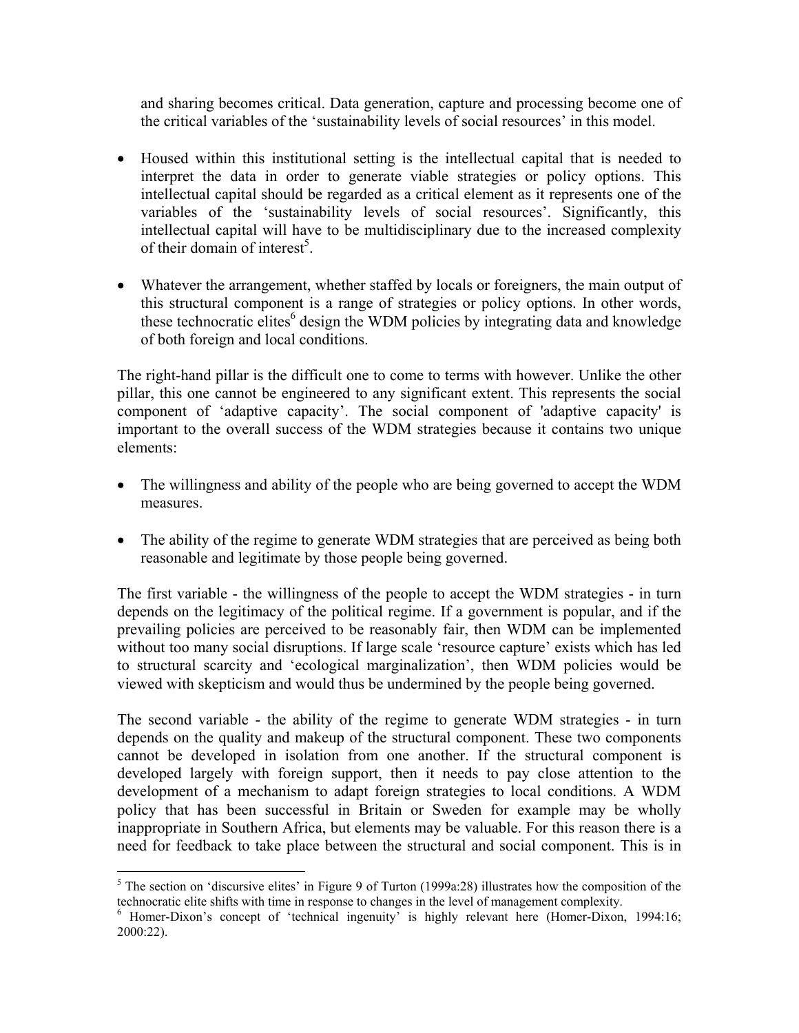and sharing becomes critical. Data generation, capture and processing become one of the critical variables of the 'sustainability levels of social resources' in this model.

- Housed within this institutional setting is the intellectual capital that is needed to interpret the data in order to generate viable strategies or policy options. This intellectual capital should be regarded as a critical element as it represents one of the variables of the 'sustainability levels of social resources'. Significantly, this intellectual capital will have to be multidisciplinary due to the increased complexity of their domain of interest[5].

- Whatever the arrangement, whether staffed by locals or foreigners, the main output of this structural component is a range of strategies or policy options. In other words, these technocratic elites[6] design the WDM policies by integrating data and knowledge of both foreign and local conditions.

The right-hand pillar is the difficult one to come to terms with however. Unlike the other pillar, this one cannot be engineered to any significant extent. This represents the social component of 'adaptive capacity'. The social component of 'adaptive capacity' is important to the overall success of the WDM strategies because it contains two unique elements:

- The willingness and ability of the people who are being governed to accept the WDM measures.

- The ability of the regime to generate WDM strategies that are perceived as being both reasonable and legitimate by those people being governed.

The first variable - the willingness of the people to accept the WDM strategies - in turn depends on the legitimacy of the political regime. If a government is popular, and if the prevailing policies are perceived to be reasonably fair, then WDM can be implemented without too many social disruptions. If large scale 'resource capture' exists which has led to structural scarcity and 'ecological marginalization', then WDM policies would be viewed with skepticism and would thus be undermined by the people being governed.

The second variable - the ability of the regime to generate WDM strategies - in turn depends on the quality and makeup of the structural component. These two components cannot be developed in isolation from one another. If the structural component is developed largely with foreign support, then it needs to pay close attention to the development of a mechanism to adapt foreign strategies to local conditions. A WDM policy that has been successful in Britain or Sweden for example may be wholly inappropriate in Southern Africa, but elements may be valuable. For this reason there is a need for feedback to take place between the structural and social component. This is in

[5] The section on 'discursive elites' in Figure 9 of Turton (1999a:28) illustrates how the composition of the technocratic elite shifts with time in response to changes in the level of management complexity.

[6] Homer-Dixon's concept of 'technical ingenuity' is highly relevant here (Homer-Dixon, 1994:16; 2000:22).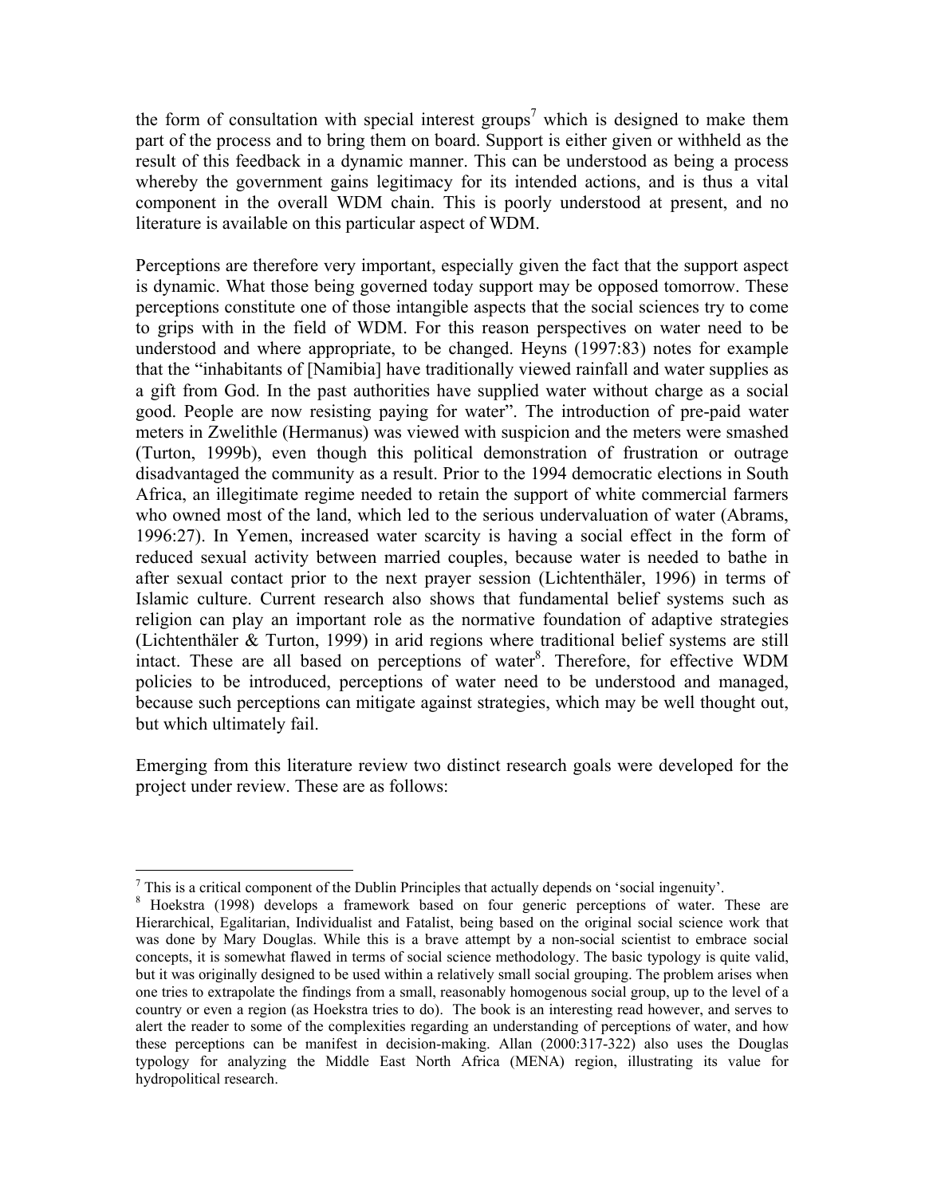the form of consultation with special interest groups[7] which is designed to make them part of the process and to bring them on board. Support is either given or withheld as the result of this feedback in a dynamic manner. This can be understood as being a process whereby the government gains legitimacy for its intended actions, and is thus a vital component in the overall WDM chain. This is poorly understood at present, and no literature is available on this particular aspect of WDM.

Perceptions are therefore very important, especially given the fact that the support aspect is dynamic. What those being governed today support may be opposed tomorrow. These perceptions constitute one of those intangible aspects that the social sciences try to come to grips with in the field of WDM. For this reason perspectives on water need to be understood and where appropriate, to be changed. Heyns (1997:83) notes for example that the "inhabitants of [Namibia] have traditionally viewed rainfall and water supplies as a gift from God. In the past authorities have supplied water without charge as a social good. People are now resisting paying for water". The introduction of pre-paid water meters in Zwelithle (Hermanus) was viewed with suspicion and the meters were smashed (Turton, 1999b), even though this political demonstration of frustration or outrage disadvantaged the community as a result. Prior to the 1994 democratic elections in South Africa, an illegitimate regime needed to retain the support of white commercial farmers who owned most of the land, which led to the serious undervaluation of water (Abrams, 1996:27). In Yemen, increased water scarcity is having a social effect in the form of reduced sexual activity between married couples, because water is needed to bathe in after sexual contact prior to the next prayer session (Lichtenthäler, 1996) in terms of Islamic culture. Current research also shows that fundamental belief systems such as religion can play an important role as the normative foundation of adaptive strategies (Lichtenthäler & Turton, 1999) in arid regions where traditional belief systems are still intact. These are all based on perceptions of water[8]. Therefore, for effective WDM policies to be introduced, perceptions of water need to be understood and managed, because such perceptions can mitigate against strategies, which may be well thought out, but which ultimately fail.

Emerging from this literature review two distinct research goals were developed for the project under review. These are as follows:

---

[7] This is a critical component of the Dublin Principles that actually depends on 'social ingenuity'.

[8] Hoekstra (1998) develops a framework based on four generic perceptions of water. These are Hierarchical, Egalitarian, Individualist and Fatalist, being based on the original social science work that was done by Mary Douglas. While this is a brave attempt by a non-social scientist to embrace social concepts, it is somewhat flawed in terms of social science methodology. The basic typology is quite valid, but it was originally designed to be used within a relatively small social grouping. The problem arises when one tries to extrapolate the findings from a small, reasonably homogenous social group, up to the level of a country or even a region (as Hoekstra tries to do). The book is an interesting read however, and serves to alert the reader to some of the complexities regarding an understanding of perceptions of water, and how these perceptions can be manifest in decision-making. Allan (2000:317-322) also uses the Douglas typology for analyzing the Middle East North Africa (MENA) region, illustrating its value for hydropolitical research.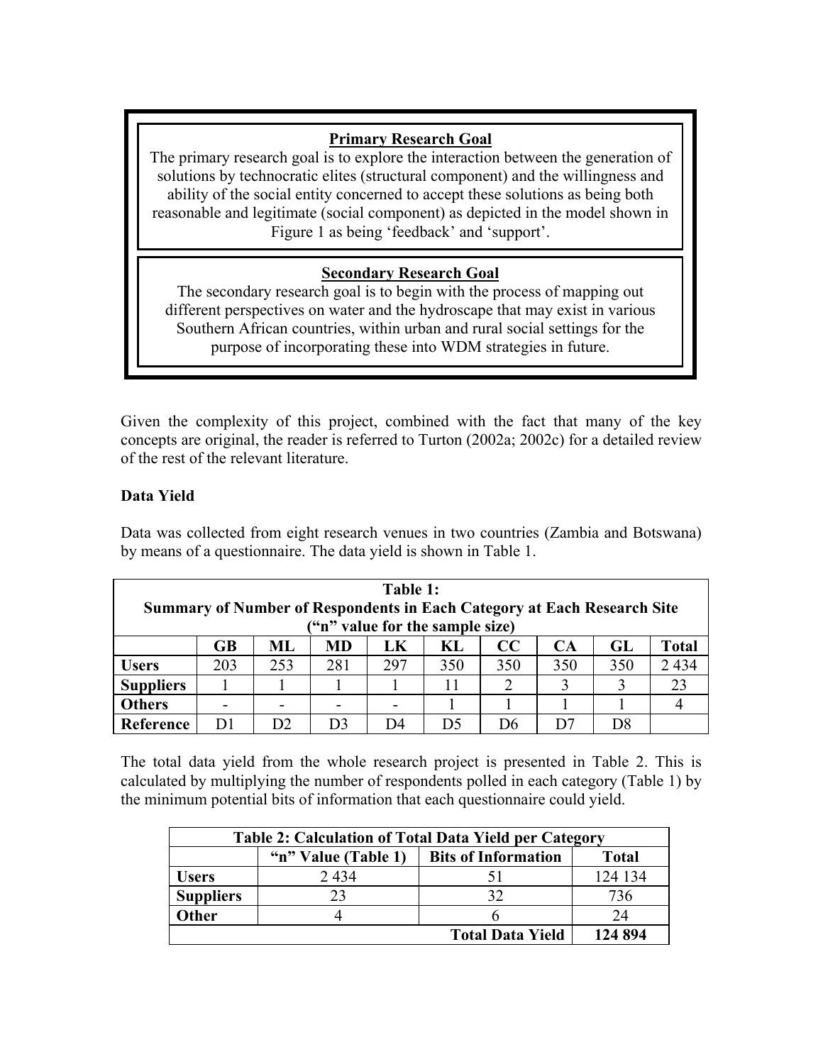**Primary Research Goal**

The primary research goal is to explore the interaction between the generation of solutions by technocratic elites (structural component) and the willingness and ability of the social entity concerned to accept these solutions as being both reasonable and legitimate (social component) as depicted in the model shown in Figure 1 as being 'feedback' and 'support'.

**Secondary Research Goal**

The secondary research goal is to begin with the process of mapping out different perspectives on water and the hydroscape that may exist in various Southern African countries, within urban and rural social settings for the purpose of incorporating these into WDM strategies in future.

Given the complexity of this project, combined with the fact that many of the key concepts are original, the reader is referred to Turton (2002a; 2002c) for a detailed review of the rest of the relevant literature.

**Data Yield**

Data was collected from eight research venues in two countries (Zambia and Botswana) by means of a questionnaire. The data yield is shown in Table 1.

**Table 1: Summary of Number of Respondents in Each Category at Each Research Site ("n" value for the sample size)**

| | GB | ML | MD | LK | KL | CC | CA | GL | Total |
|---|---|---|---|---|---|---|---|---|---|
| **Users** | 203 | 253 | 281 | 297 | 350 | 350 | 350 | 350 | 2 434 |
| **Suppliers** | 1 | 1 | 1 | 1 | 11 | 2 | 3 | 3 | 23 |
| **Others** | - | - | - | - | 1 | 1 | 1 | 1 | 4 |
| **Reference** | D1 | D2 | D3 | D4 | D5 | D6 | D7 | D8 | |

The total data yield from the whole research project is presented in Table 2. This is calculated by multiplying the number of respondents polled in each category (Table 1) by the minimum potential bits of information that each questionnaire could yield.

**Table 2: Calculation of Total Data Yield per Category**

| | "n" Value (Table 1) | Bits of Information | Total |
|---|---|---|---|
| **Users** | 2 434 | 51 | 124 134 |
| **Suppliers** | 23 | 32 | 736 |
| **Other** | 4 | 6 | 24 |
| | | **Total Data Yield** | **124 894** |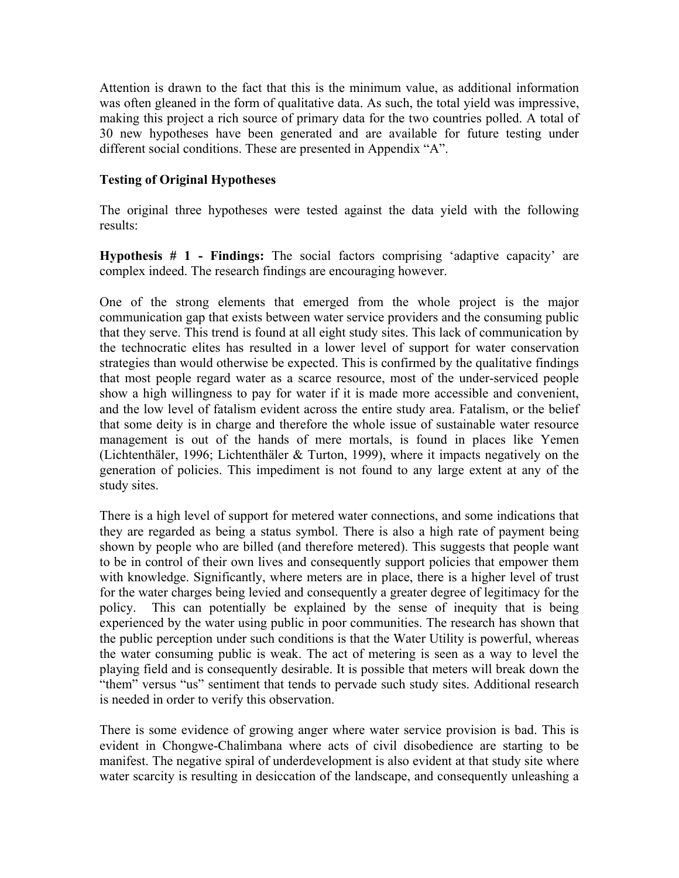Attention is drawn to the fact that this is the minimum value, as additional information was often gleaned in the form of qualitative data. As such, the total yield was impressive, making this project a rich source of primary data for the two countries polled. A total of 30 new hypotheses have been generated and are available for future testing under different social conditions. These are presented in Appendix "A".

**Testing of Original Hypotheses**

The original three hypotheses were tested against the data yield with the following results:

**Hypothesis # 1 - Findings:** The social factors comprising 'adaptive capacity' are complex indeed. The research findings are encouraging however.

One of the strong elements that emerged from the whole project is the major communication gap that exists between water service providers and the consuming public that they serve. This trend is found at all eight study sites. This lack of communication by the technocratic elites has resulted in a lower level of support for water conservation strategies than would otherwise be expected. This is confirmed by the qualitative findings that most people regard water as a scarce resource, most of the under-serviced people show a high willingness to pay for water if it is made more accessible and convenient, and the low level of fatalism evident across the entire study area. Fatalism, or the belief that some deity is in charge and therefore the whole issue of sustainable water resource management is out of the hands of mere mortals, is found in places like Yemen (Lichtenthäler, 1996; Lichtenthäler & Turton, 1999), where it impacts negatively on the generation of policies. This impediment is not found to any large extent at any of the study sites.

There is a high level of support for metered water connections, and some indications that they are regarded as being a status symbol. There is also a high rate of payment being shown by people who are billed (and therefore metered). This suggests that people want to be in control of their own lives and consequently support policies that empower them with knowledge. Significantly, where meters are in place, there is a higher level of trust for the water charges being levied and consequently a greater degree of legitimacy for the policy. This can potentially be explained by the sense of inequity that is being experienced by the water using public in poor communities. The research has shown that the public perception under such conditions is that the Water Utility is powerful, whereas the water consuming public is weak. The act of metering is seen as a way to level the playing field and is consequently desirable. It is possible that meters will break down the "them" versus "us" sentiment that tends to pervade such study sites. Additional research is needed in order to verify this observation.

There is some evidence of growing anger where water service provision is bad. This is evident in Chongwe-Chalimbana where acts of civil disobedience are starting to be manifest. The negative spiral of underdevelopment is also evident at that study site where water scarcity is resulting in desiccation of the landscape, and consequently unleashing a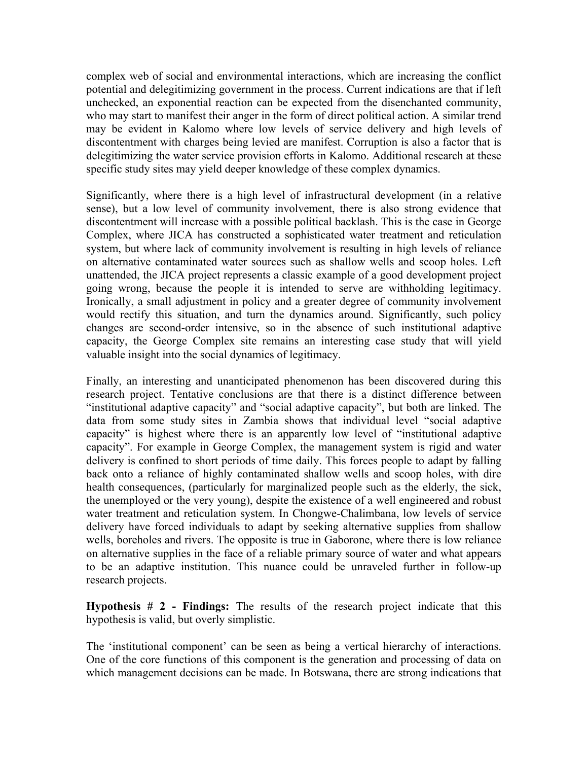complex web of social and environmental interactions, which are increasing the conflict potential and delegitimizing government in the process. Current indications are that if left unchecked, an exponential reaction can be expected from the disenchanted community, who may start to manifest their anger in the form of direct political action. A similar trend may be evident in Kalomo where low levels of service delivery and high levels of discontentment with charges being levied are manifest. Corruption is also a factor that is delegitimizing the water service provision efforts in Kalomo. Additional research at these specific study sites may yield deeper knowledge of these complex dynamics.

Significantly, where there is a high level of infrastructural development (in a relative sense), but a low level of community involvement, there is also strong evidence that discontentment will increase with a possible political backlash. This is the case in George Complex, where JICA has constructed a sophisticated water treatment and reticulation system, but where lack of community involvement is resulting in high levels of reliance on alternative contaminated water sources such as shallow wells and scoop holes. Left unattended, the JICA project represents a classic example of a good development project going wrong, because the people it is intended to serve are withholding legitimacy. Ironically, a small adjustment in policy and a greater degree of community involvement would rectify this situation, and turn the dynamics around. Significantly, such policy changes are second-order intensive, so in the absence of such institutional adaptive capacity, the George Complex site remains an interesting case study that will yield valuable insight into the social dynamics of legitimacy.

Finally, an interesting and unanticipated phenomenon has been discovered during this research project. Tentative conclusions are that there is a distinct difference between "institutional adaptive capacity" and "social adaptive capacity", but both are linked. The data from some study sites in Zambia shows that individual level "social adaptive capacity" is highest where there is an apparently low level of "institutional adaptive capacity". For example in George Complex, the management system is rigid and water delivery is confined to short periods of time daily. This forces people to adapt by falling back onto a reliance of highly contaminated shallow wells and scoop holes, with dire health consequences, (particularly for marginalized people such as the elderly, the sick, the unemployed or the very young), despite the existence of a well engineered and robust water treatment and reticulation system. In Chongwe-Chalimbana, low levels of service delivery have forced individuals to adapt by seeking alternative supplies from shallow wells, boreholes and rivers. The opposite is true in Gaborone, where there is low reliance on alternative supplies in the face of a reliable primary source of water and what appears to be an adaptive institution. This nuance could be unraveled further in follow-up research projects.

**Hypothesis # 2 - Findings:** The results of the research project indicate that this hypothesis is valid, but overly simplistic.

The 'institutional component' can be seen as being a vertical hierarchy of interactions. One of the core functions of this component is the generation and processing of data on which management decisions can be made. In Botswana, there are strong indications that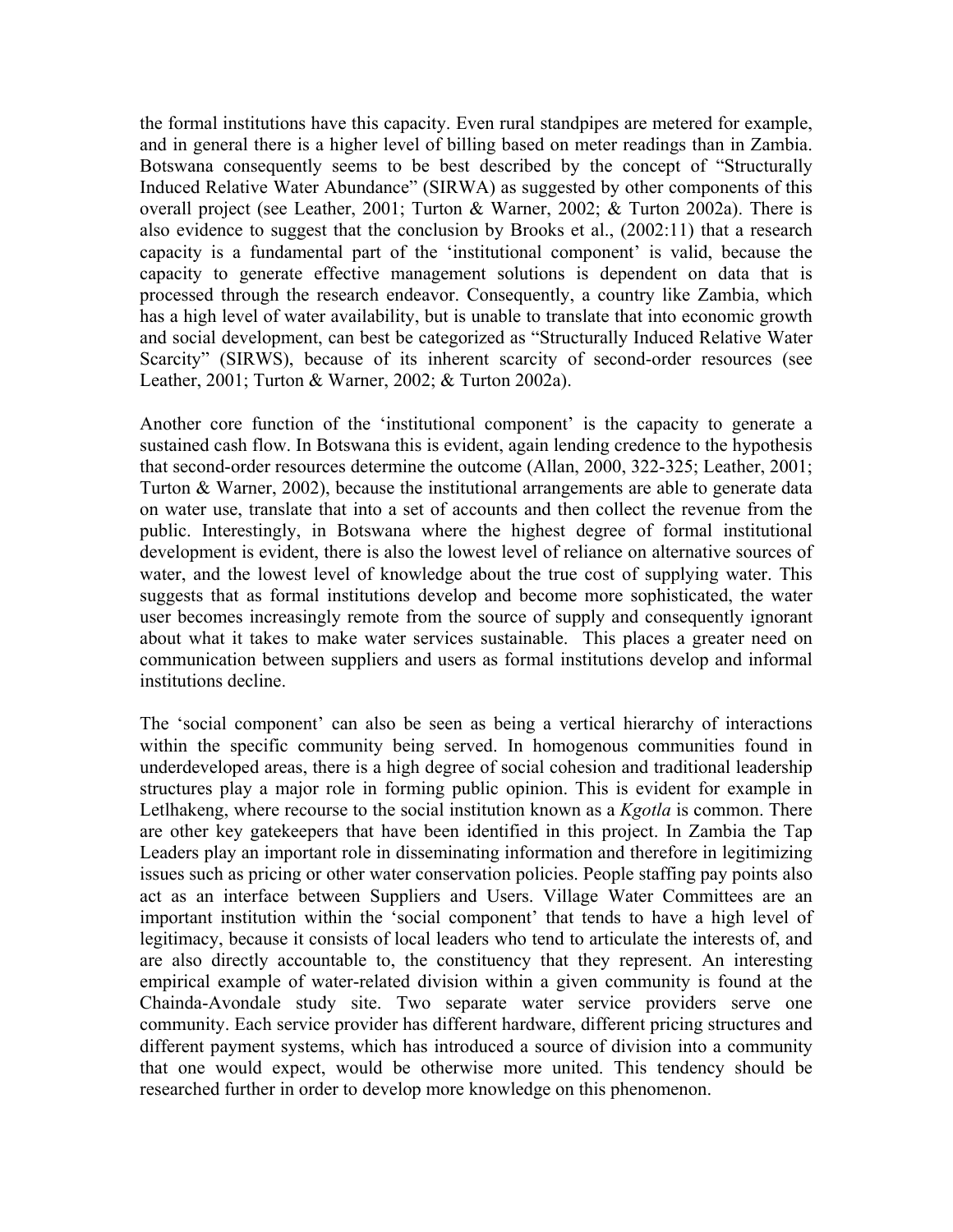the formal institutions have this capacity. Even rural standpipes are metered for example, and in general there is a higher level of billing based on meter readings than in Zambia. Botswana consequently seems to be best described by the concept of "Structurally Induced Relative Water Abundance" (SIRWA) as suggested by other components of this overall project (see Leather, 2001; Turton & Warner, 2002; & Turton 2002a). There is also evidence to suggest that the conclusion by Brooks et al., (2002:11) that a research capacity is a fundamental part of the 'institutional component' is valid, because the capacity to generate effective management solutions is dependent on data that is processed through the research endeavor. Consequently, a country like Zambia, which has a high level of water availability, but is unable to translate that into economic growth and social development, can best be categorized as "Structurally Induced Relative Water Scarcity" (SIRWS), because of its inherent scarcity of second-order resources (see Leather, 2001; Turton & Warner, 2002; & Turton 2002a).

Another core function of the 'institutional component' is the capacity to generate a sustained cash flow. In Botswana this is evident, again lending credence to the hypothesis that second-order resources determine the outcome (Allan, 2000, 322-325; Leather, 2001; Turton & Warner, 2002), because the institutional arrangements are able to generate data on water use, translate that into a set of accounts and then collect the revenue from the public. Interestingly, in Botswana where the highest degree of formal institutional development is evident, there is also the lowest level of reliance on alternative sources of water, and the lowest level of knowledge about the true cost of supplying water. This suggests that as formal institutions develop and become more sophisticated, the water user becomes increasingly remote from the source of supply and consequently ignorant about what it takes to make water services sustainable. This places a greater need on communication between suppliers and users as formal institutions develop and informal institutions decline.

The 'social component' can also be seen as being a vertical hierarchy of interactions within the specific community being served. In homogenous communities found in underdeveloped areas, there is a high degree of social cohesion and traditional leadership structures play a major role in forming public opinion. This is evident for example in Letlhakeng, where recourse to the social institution known as a *Kgotla* is common. There are other key gatekeepers that have been identified in this project. In Zambia the Tap Leaders play an important role in disseminating information and therefore in legitimizing issues such as pricing or other water conservation policies. People staffing pay points also act as an interface between Suppliers and Users. Village Water Committees are an important institution within the 'social component' that tends to have a high level of legitimacy, because it consists of local leaders who tend to articulate the interests of, and are also directly accountable to, the constituency that they represent. An interesting empirical example of water-related division within a given community is found at the Chainda-Avondale study site. Two separate water service providers serve one community. Each service provider has different hardware, different pricing structures and different payment systems, which has introduced a source of division into a community that one would expect, would be otherwise more united. This tendency should be researched further in order to develop more knowledge on this phenomenon.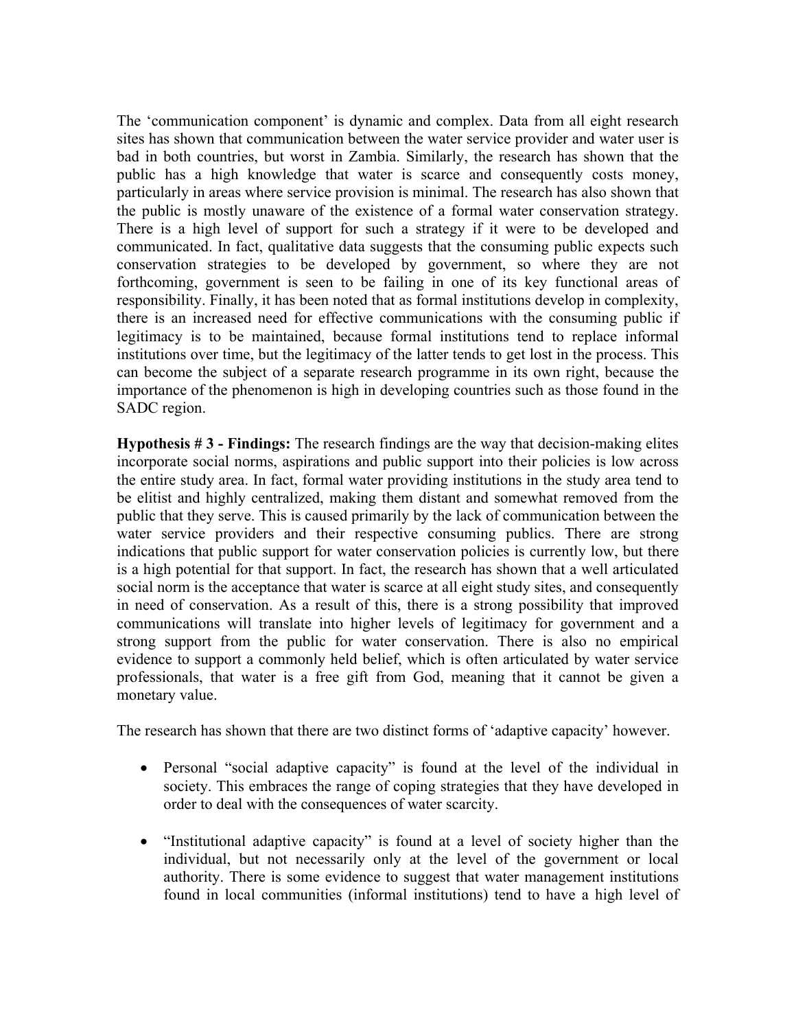The 'communication component' is dynamic and complex. Data from all eight research sites has shown that communication between the water service provider and water user is bad in both countries, but worst in Zambia. Similarly, the research has shown that the public has a high knowledge that water is scarce and consequently costs money, particularly in areas where service provision is minimal. The research has also shown that the public is mostly unaware of the existence of a formal water conservation strategy. There is a high level of support for such a strategy if it were to be developed and communicated. In fact, qualitative data suggests that the consuming public expects such conservation strategies to be developed by government, so where they are not forthcoming, government is seen to be failing in one of its key functional areas of responsibility. Finally, it has been noted that as formal institutions develop in complexity, there is an increased need for effective communications with the consuming public if legitimacy is to be maintained, because formal institutions tend to replace informal institutions over time, but the legitimacy of the latter tends to get lost in the process. This can become the subject of a separate research programme in its own right, because the importance of the phenomenon is high in developing countries such as those found in the SADC region.

**Hypothesis # 3 - Findings:** The research findings are the way that decision-making elites incorporate social norms, aspirations and public support into their policies is low across the entire study area. In fact, formal water providing institutions in the study area tend to be elitist and highly centralized, making them distant and somewhat removed from the public that they serve. This is caused primarily by the lack of communication between the water service providers and their respective consuming publics. There are strong indications that public support for water conservation policies is currently low, but there is a high potential for that support. In fact, the research has shown that a well articulated social norm is the acceptance that water is scarce at all eight study sites, and consequently in need of conservation. As a result of this, there is a strong possibility that improved communications will translate into higher levels of legitimacy for government and a strong support from the public for water conservation. There is also no empirical evidence to support a commonly held belief, which is often articulated by water service professionals, that water is a free gift from God, meaning that it cannot be given a monetary value.

The research has shown that there are two distinct forms of 'adaptive capacity' however.

- Personal "social adaptive capacity" is found at the level of the individual in society. This embraces the range of coping strategies that they have developed in order to deal with the consequences of water scarcity.

- "Institutional adaptive capacity" is found at a level of society higher than the individual, but not necessarily only at the level of the government or local authority. There is some evidence to suggest that water management institutions found in local communities (informal institutions) tend to have a high level of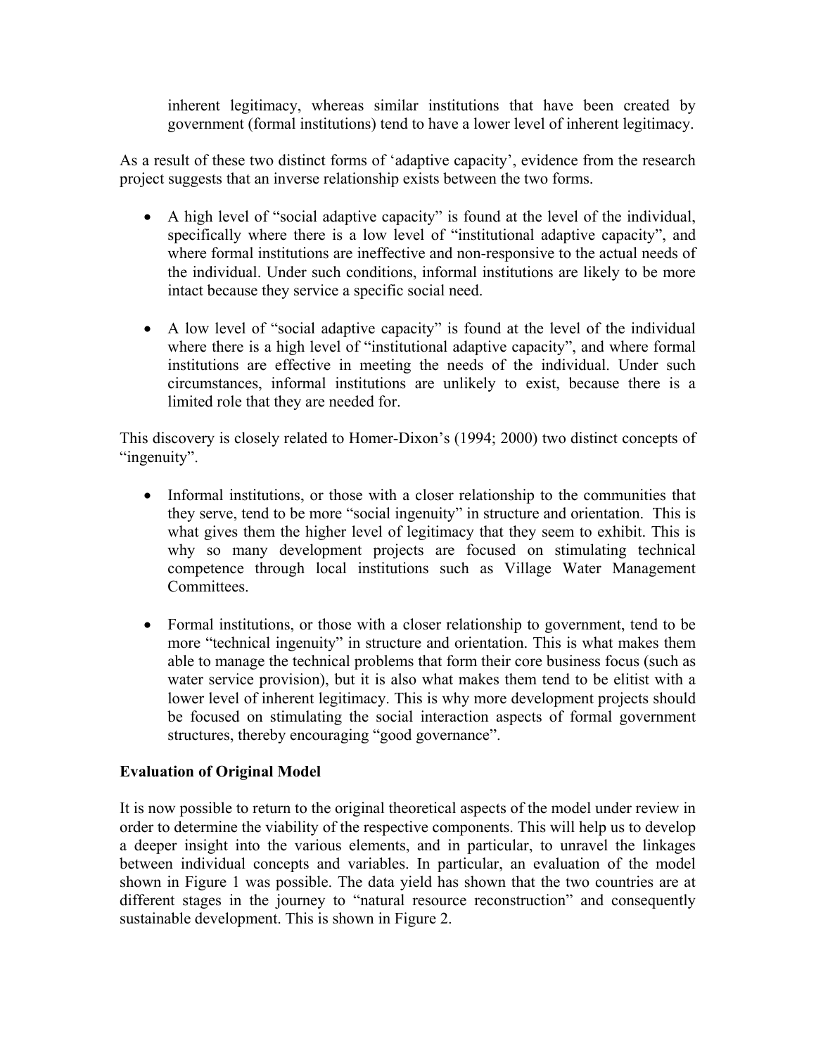inherent legitimacy, whereas similar institutions that have been created by government (formal institutions) tend to have a lower level of inherent legitimacy.

As a result of these two distinct forms of 'adaptive capacity', evidence from the research project suggests that an inverse relationship exists between the two forms.

- A high level of "social adaptive capacity" is found at the level of the individual, specifically where there is a low level of "institutional adaptive capacity", and where formal institutions are ineffective and non-responsive to the actual needs of the individual. Under such conditions, informal institutions are likely to be more intact because they service a specific social need.

- A low level of "social adaptive capacity" is found at the level of the individual where there is a high level of "institutional adaptive capacity", and where formal institutions are effective in meeting the needs of the individual. Under such circumstances, informal institutions are unlikely to exist, because there is a limited role that they are needed for.

This discovery is closely related to Homer-Dixon's (1994; 2000) two distinct concepts of "ingenuity".

- Informal institutions, or those with a closer relationship to the communities that they serve, tend to be more "social ingenuity" in structure and orientation. This is what gives them the higher level of legitimacy that they seem to exhibit. This is why so many development projects are focused on stimulating technical competence through local institutions such as Village Water Management Committees.

- Formal institutions, or those with a closer relationship to government, tend to be more "technical ingenuity" in structure and orientation. This is what makes them able to manage the technical problems that form their core business focus (such as water service provision), but it is also what makes them tend to be elitist with a lower level of inherent legitimacy. This is why more development projects should be focused on stimulating the social interaction aspects of formal government structures, thereby encouraging "good governance".

**Evaluation of Original Model**

It is now possible to return to the original theoretical aspects of the model under review in order to determine the viability of the respective components. This will help us to develop a deeper insight into the various elements, and in particular, to unravel the linkages between individual concepts and variables. In particular, an evaluation of the model shown in Figure 1 was possible. The data yield has shown that the two countries are at different stages in the journey to "natural resource reconstruction" and consequently sustainable development. This is shown in Figure 2.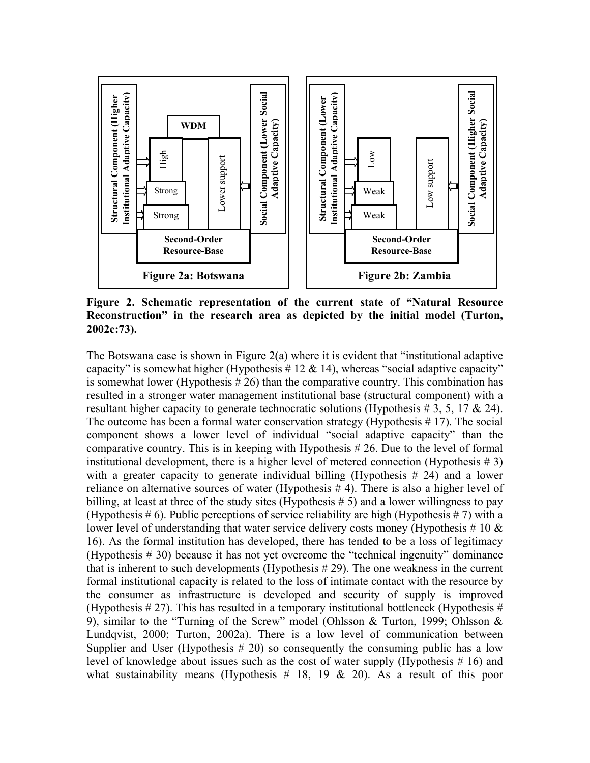**Figure 2. Schematic representation of the current state of "Natural Resource Reconstruction" in the research area as depicted by the initial model (Turton, 2002c:73).**

The Botswana case is shown in Figure 2(a) where it is evident that "institutional adaptive capacity" is somewhat higher (Hypothesis # 12 & 14), whereas "social adaptive capacity" is somewhat lower (Hypothesis # 26) than the comparative country. This combination has resulted in a stronger water management institutional base (structural component) with a resultant higher capacity to generate technocratic solutions (Hypothesis # 3, 5, 17 & 24). The outcome has been a formal water conservation strategy (Hypothesis # 17). The social component shows a lower level of individual "social adaptive capacity" than the comparative country. This is in keeping with Hypothesis # 26. Due to the level of formal institutional development, there is a higher level of metered connection (Hypothesis # 3) with a greater capacity to generate individual billing (Hypothesis # 24) and a lower reliance on alternative sources of water (Hypothesis # 4). There is also a higher level of billing, at least at three of the study sites (Hypothesis # 5) and a lower willingness to pay (Hypothesis # 6). Public perceptions of service reliability are high (Hypothesis # 7) with a lower level of understanding that water service delivery costs money (Hypothesis # 10 & 16). As the formal institution has developed, there has tended to be a loss of legitimacy (Hypothesis # 30) because it has not yet overcome the "technical ingenuity" dominance that is inherent to such developments (Hypothesis # 29). The one weakness in the current formal institutional capacity is related to the loss of intimate contact with the resource by the consumer as infrastructure is developed and security of supply is improved (Hypothesis # 27). This has resulted in a temporary institutional bottleneck (Hypothesis # 9), similar to the "Turning of the Screw" model (Ohlsson & Turton, 1999; Ohlsson & Lundqvist, 2000; Turton, 2002a). There is a low level of communication between Supplier and User (Hypothesis # 20) so consequently the consuming public has a low level of knowledge about issues such as the cost of water supply (Hypothesis # 16) and what sustainability means (Hypothesis # 18, 19 & 20). As a result of this poor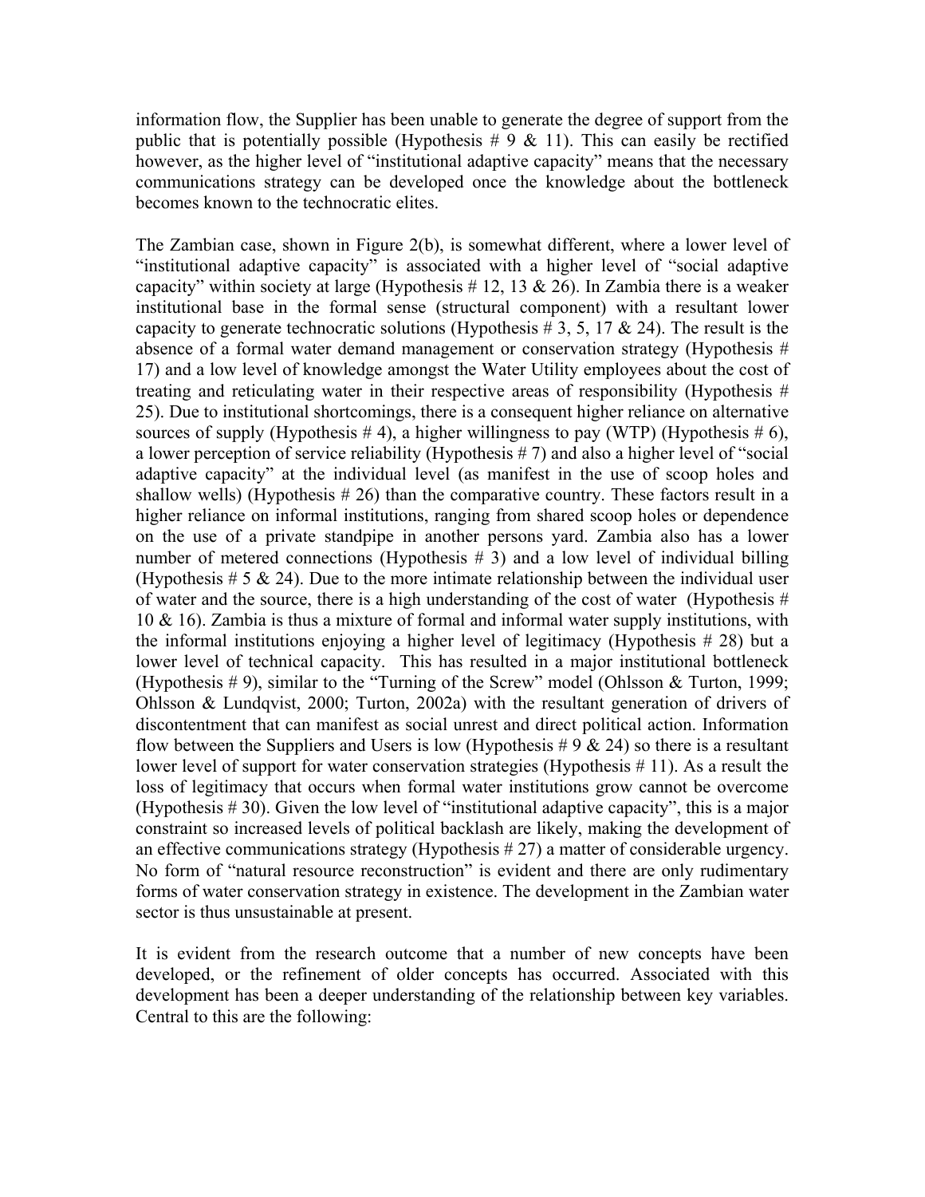information flow, the Supplier has been unable to generate the degree of support from the public that is potentially possible (Hypothesis # 9 & 11). This can easily be rectified however, as the higher level of "institutional adaptive capacity" means that the necessary communications strategy can be developed once the knowledge about the bottleneck becomes known to the technocratic elites.

The Zambian case, shown in Figure 2(b), is somewhat different, where a lower level of "institutional adaptive capacity" is associated with a higher level of "social adaptive capacity" within society at large (Hypothesis # 12, 13 & 26). In Zambia there is a weaker institutional base in the formal sense (structural component) with a resultant lower capacity to generate technocratic solutions (Hypothesis # 3, 5, 17 & 24). The result is the absence of a formal water demand management or conservation strategy (Hypothesis # 17) and a low level of knowledge amongst the Water Utility employees about the cost of treating and reticulating water in their respective areas of responsibility (Hypothesis # 25). Due to institutional shortcomings, there is a consequent higher reliance on alternative sources of supply (Hypothesis # 4), a higher willingness to pay (WTP) (Hypothesis # 6), a lower perception of service reliability (Hypothesis # 7) and also a higher level of "social adaptive capacity" at the individual level (as manifest in the use of scoop holes and shallow wells) (Hypothesis # 26) than the comparative country. These factors result in a higher reliance on informal institutions, ranging from shared scoop holes or dependence on the use of a private standpipe in another persons yard. Zambia also has a lower number of metered connections (Hypothesis # 3) and a low level of individual billing (Hypothesis # 5 & 24). Due to the more intimate relationship between the individual user of water and the source, there is a high understanding of the cost of water (Hypothesis # 10 & 16). Zambia is thus a mixture of formal and informal water supply institutions, with the informal institutions enjoying a higher level of legitimacy (Hypothesis # 28) but a lower level of technical capacity. This has resulted in a major institutional bottleneck (Hypothesis # 9), similar to the "Turning of the Screw" model (Ohlsson & Turton, 1999; Ohlsson & Lundqvist, 2000; Turton, 2002a) with the resultant generation of drivers of discontentment that can manifest as social unrest and direct political action. Information flow between the Suppliers and Users is low (Hypothesis # 9 & 24) so there is a resultant lower level of support for water conservation strategies (Hypothesis # 11). As a result the loss of legitimacy that occurs when formal water institutions grow cannot be overcome (Hypothesis # 30). Given the low level of "institutional adaptive capacity", this is a major constraint so increased levels of political backlash are likely, making the development of an effective communications strategy (Hypothesis # 27) a matter of considerable urgency. No form of "natural resource reconstruction" is evident and there are only rudimentary forms of water conservation strategy in existence. The development in the Zambian water sector is thus unsustainable at present.

It is evident from the research outcome that a number of new concepts have been developed, or the refinement of older concepts has occurred. Associated with this development has been a deeper understanding of the relationship between key variables. Central to this are the following: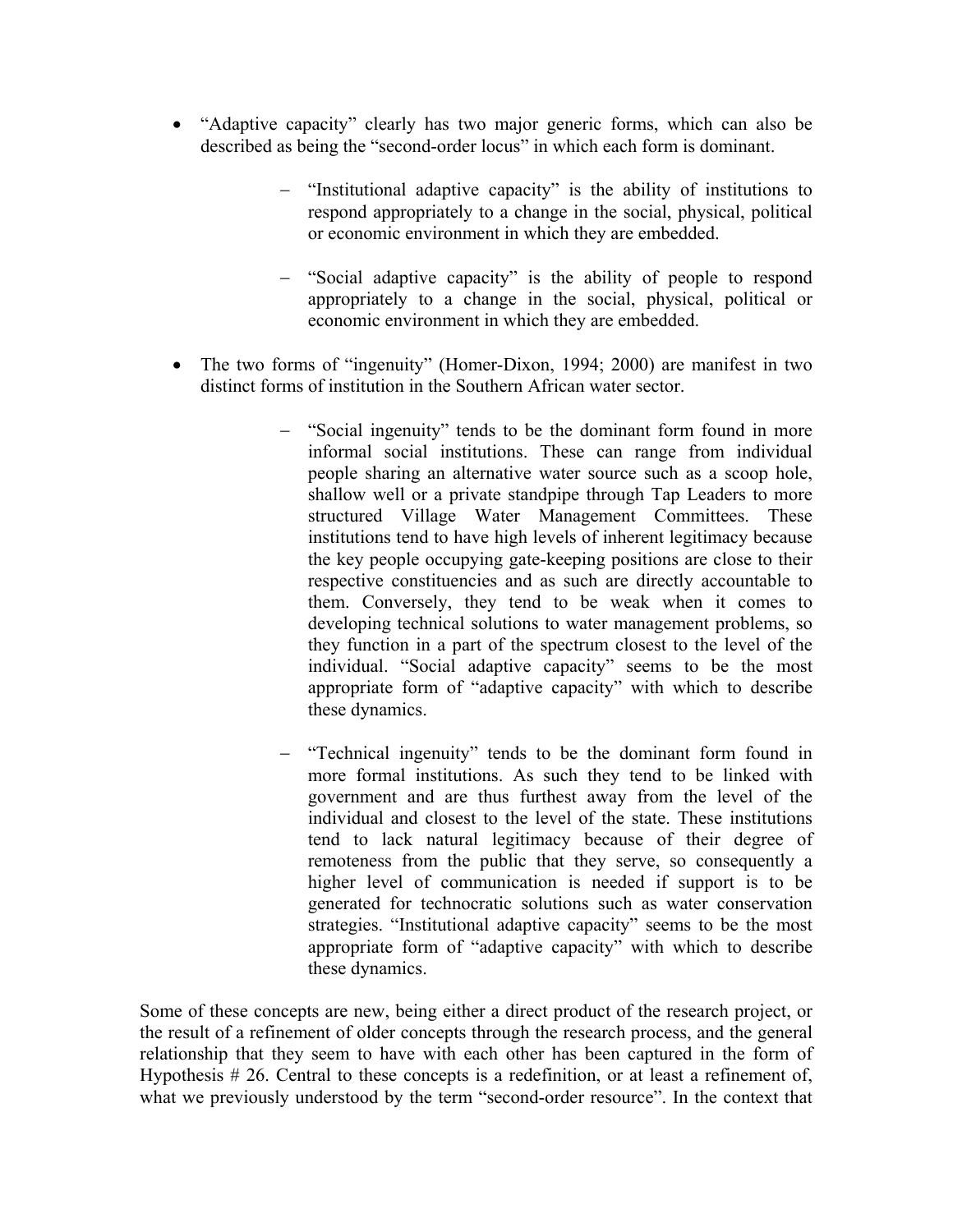- "Adaptive capacity" clearly has two major generic forms, which can also be described as being the "second-order locus" in which each form is dominant.

  - "Institutional adaptive capacity" is the ability of institutions to respond appropriately to a change in the social, physical, political or economic environment in which they are embedded.

  - "Social adaptive capacity" is the ability of people to respond appropriately to a change in the social, physical, political or economic environment in which they are embedded.

- The two forms of "ingenuity" (Homer-Dixon, 1994; 2000) are manifest in two distinct forms of institution in the Southern African water sector.

  - "Social ingenuity" tends to be the dominant form found in more informal social institutions. These can range from individual people sharing an alternative water source such as a scoop hole, shallow well or a private standpipe through Tap Leaders to more structured Village Water Management Committees. These institutions tend to have high levels of inherent legitimacy because the key people occupying gate-keeping positions are close to their respective constituencies and as such are directly accountable to them. Conversely, they tend to be weak when it comes to developing technical solutions to water management problems, so they function in a part of the spectrum closest to the level of the individual. "Social adaptive capacity" seems to be the most appropriate form of "adaptive capacity" with which to describe these dynamics.

  - "Technical ingenuity" tends to be the dominant form found in more formal institutions. As such they tend to be linked with government and are thus furthest away from the level of the individual and closest to the level of the state. These institutions tend to lack natural legitimacy because of their degree of remoteness from the public that they serve, so consequently a higher level of communication is needed if support is to be generated for technocratic solutions such as water conservation strategies. "Institutional adaptive capacity" seems to be the most appropriate form of "adaptive capacity" with which to describe these dynamics.

Some of these concepts are new, being either a direct product of the research project, or the result of a refinement of older concepts through the research process, and the general relationship that they seem to have with each other has been captured in the form of Hypothesis # 26. Central to these concepts is a redefinition, or at least a refinement of, what we previously understood by the term "second-order resource". In the context that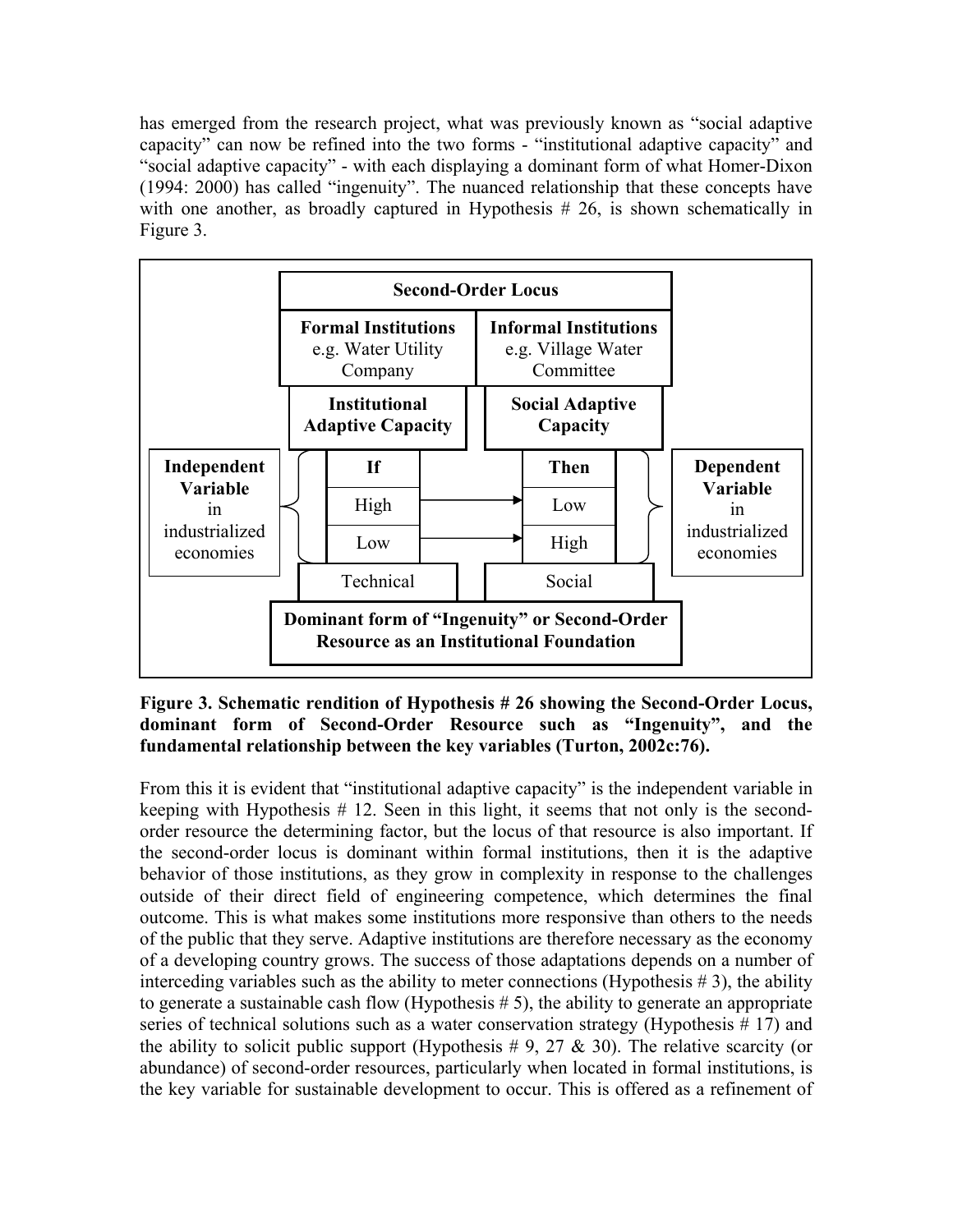has emerged from the research project, what was previously known as "social adaptive capacity" can now be refined into the two forms - "institutional adaptive capacity" and "social adaptive capacity" - with each displaying a dominant form of what Homer-Dixon (1994: 2000) has called "ingenuity". The nuanced relationship that these concepts have with one another, as broadly captured in Hypothesis # 26, is shown schematically in Figure 3.

| | **Second-Order Locus** | | |
|---|---|---|---|
| | **Formal Institutions** e.g. Water Utility Company | **Informal Institutions** e.g. Village Water Committee | |
| | **Institutional Adaptive Capacity** | **Social Adaptive Capacity** | |
| **Independent Variable** in industrialized economies | **If** | **Then** | **Dependent Variable** in industrialized economies |
| | High → | Low | |
| | Low → | High | |
| | Technical | Social | |
| | **Dominant form of "Ingenuity" or Second-Order Resource as an Institutional Foundation** | | |

**Figure 3. Schematic rendition of Hypothesis # 26 showing the Second-Order Locus, dominant form of Second-Order Resource such as "Ingenuity", and the fundamental relationship between the key variables (Turton, 2002c:76).**

From this it is evident that "institutional adaptive capacity" is the independent variable in keeping with Hypothesis # 12. Seen in this light, it seems that not only is the second-order resource the determining factor, but the locus of that resource is also important. If the second-order locus is dominant within formal institutions, then it is the adaptive behavior of those institutions, as they grow in complexity in response to the challenges outside of their direct field of engineering competence, which determines the final outcome. This is what makes some institutions more responsive than others to the needs of the public that they serve. Adaptive institutions are therefore necessary as the economy of a developing country grows. The success of those adaptations depends on a number of interceding variables such as the ability to meter connections (Hypothesis # 3), the ability to generate a sustainable cash flow (Hypothesis # 5), the ability to generate an appropriate series of technical solutions such as a water conservation strategy (Hypothesis # 17) and the ability to solicit public support (Hypothesis # 9, 27 & 30). The relative scarcity (or abundance) of second-order resources, particularly when located in formal institutions, is the key variable for sustainable development to occur. This is offered as a refinement of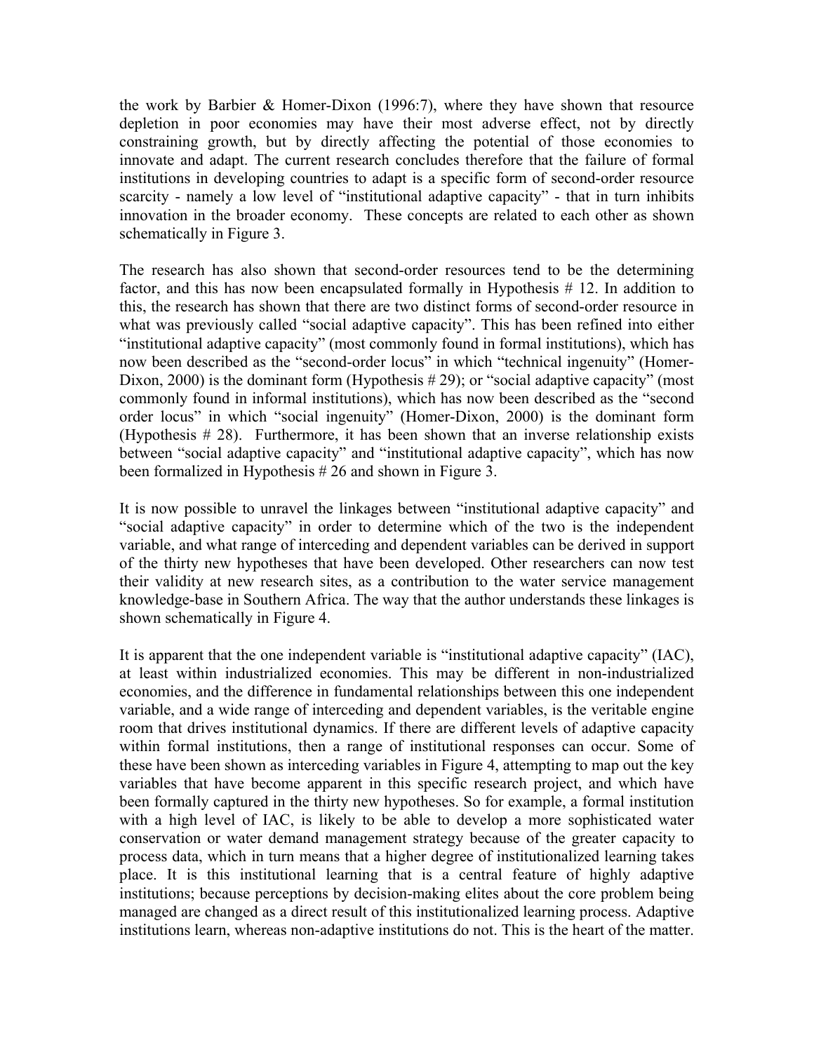the work by Barbier & Homer-Dixon (1996:7), where they have shown that resource depletion in poor economies may have their most adverse effect, not by directly constraining growth, but by directly affecting the potential of those economies to innovate and adapt. The current research concludes therefore that the failure of formal institutions in developing countries to adapt is a specific form of second-order resource scarcity - namely a low level of "institutional adaptive capacity" - that in turn inhibits innovation in the broader economy. These concepts are related to each other as shown schematically in Figure 3.

The research has also shown that second-order resources tend to be the determining factor, and this has now been encapsulated formally in Hypothesis # 12. In addition to this, the research has shown that there are two distinct forms of second-order resource in what was previously called "social adaptive capacity". This has been refined into either "institutional adaptive capacity" (most commonly found in formal institutions), which has now been described as the "second-order locus" in which "technical ingenuity" (Homer-Dixon, 2000) is the dominant form (Hypothesis # 29); or "social adaptive capacity" (most commonly found in informal institutions), which has now been described as the "second order locus" in which "social ingenuity" (Homer-Dixon, 2000) is the dominant form (Hypothesis # 28). Furthermore, it has been shown that an inverse relationship exists between "social adaptive capacity" and "institutional adaptive capacity", which has now been formalized in Hypothesis # 26 and shown in Figure 3.

It is now possible to unravel the linkages between "institutional adaptive capacity" and "social adaptive capacity" in order to determine which of the two is the independent variable, and what range of interceding and dependent variables can be derived in support of the thirty new hypotheses that have been developed. Other researchers can now test their validity at new research sites, as a contribution to the water service management knowledge-base in Southern Africa. The way that the author understands these linkages is shown schematically in Figure 4.

It is apparent that the one independent variable is "institutional adaptive capacity" (IAC), at least within industrialized economies. This may be different in non-industrialized economies, and the difference in fundamental relationships between this one independent variable, and a wide range of interceding and dependent variables, is the veritable engine room that drives institutional dynamics. If there are different levels of adaptive capacity within formal institutions, then a range of institutional responses can occur. Some of these have been shown as interceding variables in Figure 4, attempting to map out the key variables that have become apparent in this specific research project, and which have been formally captured in the thirty new hypotheses. So for example, a formal institution with a high level of IAC, is likely to be able to develop a more sophisticated water conservation or water demand management strategy because of the greater capacity to process data, which in turn means that a higher degree of institutionalized learning takes place. It is this institutional learning that is a central feature of highly adaptive institutions; because perceptions by decision-making elites about the core problem being managed are changed as a direct result of this institutionalized learning process. Adaptive institutions learn, whereas non-adaptive institutions do not. This is the heart of the matter.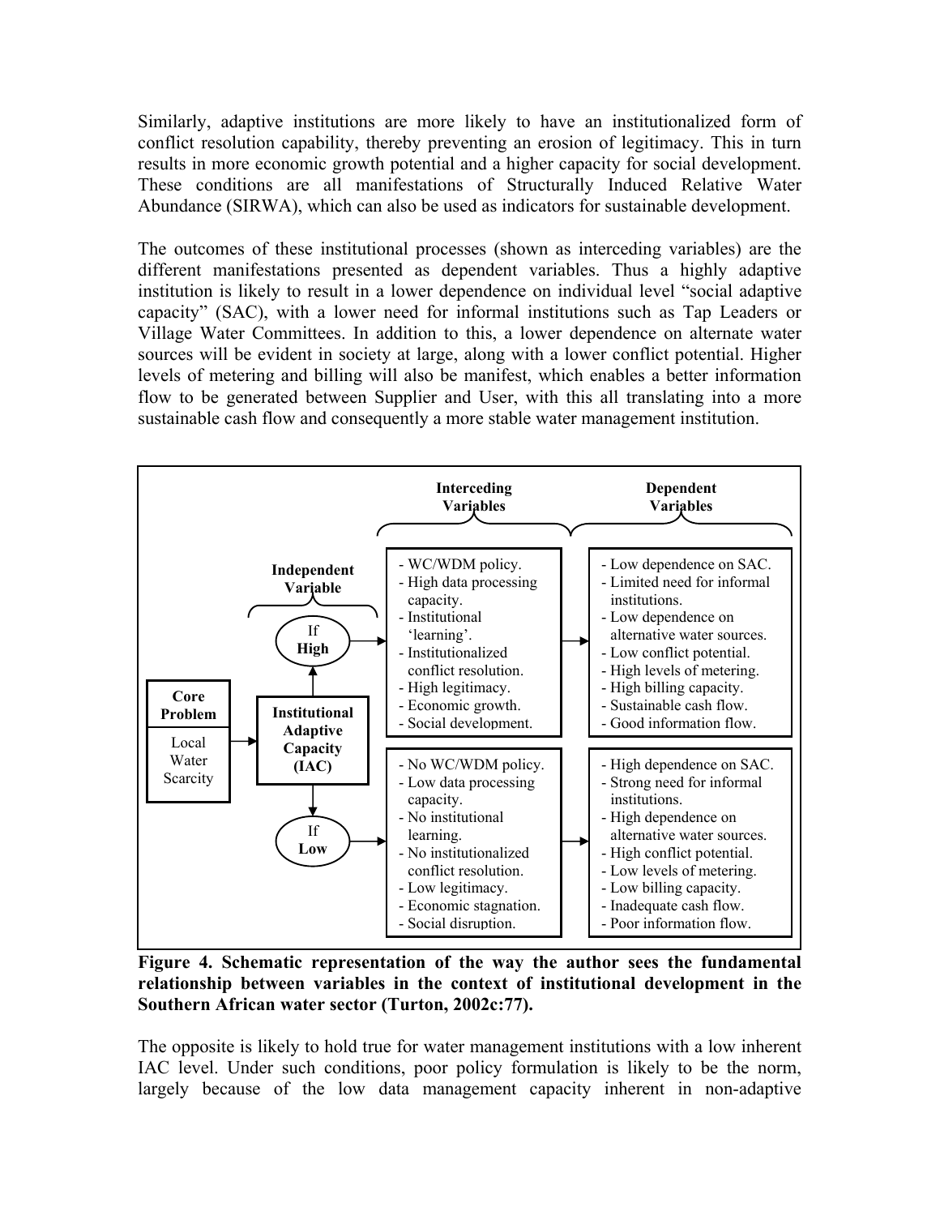Similarly, adaptive institutions are more likely to have an institutionalized form of conflict resolution capability, thereby preventing an erosion of legitimacy. This in turn results in more economic growth potential and a higher capacity for social development. These conditions are all manifestations of Structurally Induced Relative Water Abundance (SIRWA), which can also be used as indicators for sustainable development.

The outcomes of these institutional processes (shown as interceding variables) are the different manifestations presented as dependent variables. Thus a highly adaptive institution is likely to result in a lower dependence on individual level "social adaptive capacity" (SAC), with a lower need for informal institutions such as Tap Leaders or Village Water Committees. In addition to this, a lower dependence on alternate water sources will be evident in society at large, along with a lower conflict potential. Higher levels of metering and billing will also be manifest, which enables a better information flow to be generated between Supplier and User, with this all translating into a more sustainable cash flow and consequently a more stable water management institution.

| Core Problem | Independent Variable | | Interceding Variables | Dependent Variables |
|---|---|---|---|---|
| Local Water Scarcity | Institutional Adaptive Capacity (IAC) | If High | - WC/WDM policy.<br>- High data processing capacity.<br>- Institutional 'learning'.<br>- Institutionalized conflict resolution.<br>- High legitimacy.<br>- Economic growth.<br>- Social development. | - Low dependence on SAC.<br>- Limited need for informal institutions.<br>- Low dependence on alternative water sources.<br>- Low conflict potential.<br>- High levels of metering.<br>- High billing capacity.<br>- Sustainable cash flow.<br>- Good information flow. |
| | | If Low | - No WC/WDM policy.<br>- Low data processing capacity.<br>- No institutional learning.<br>- No institutionalized conflict resolution.<br>- Low legitimacy.<br>- Economic stagnation.<br>- Social disruption. | - High dependence on SAC.<br>- Strong need for informal institutions.<br>- High dependence on alternative water sources.<br>- High conflict potential.<br>- Low levels of metering.<br>- Low billing capacity.<br>- Inadequate cash flow.<br>- Poor information flow. |

**Figure 4. Schematic representation of the way the author sees the fundamental relationship between variables in the context of institutional development in the Southern African water sector (Turton, 2002c:77).**

The opposite is likely to hold true for water management institutions with a low inherent IAC level. Under such conditions, poor policy formulation is likely to be the norm, largely because of the low data management capacity inherent in non-adaptive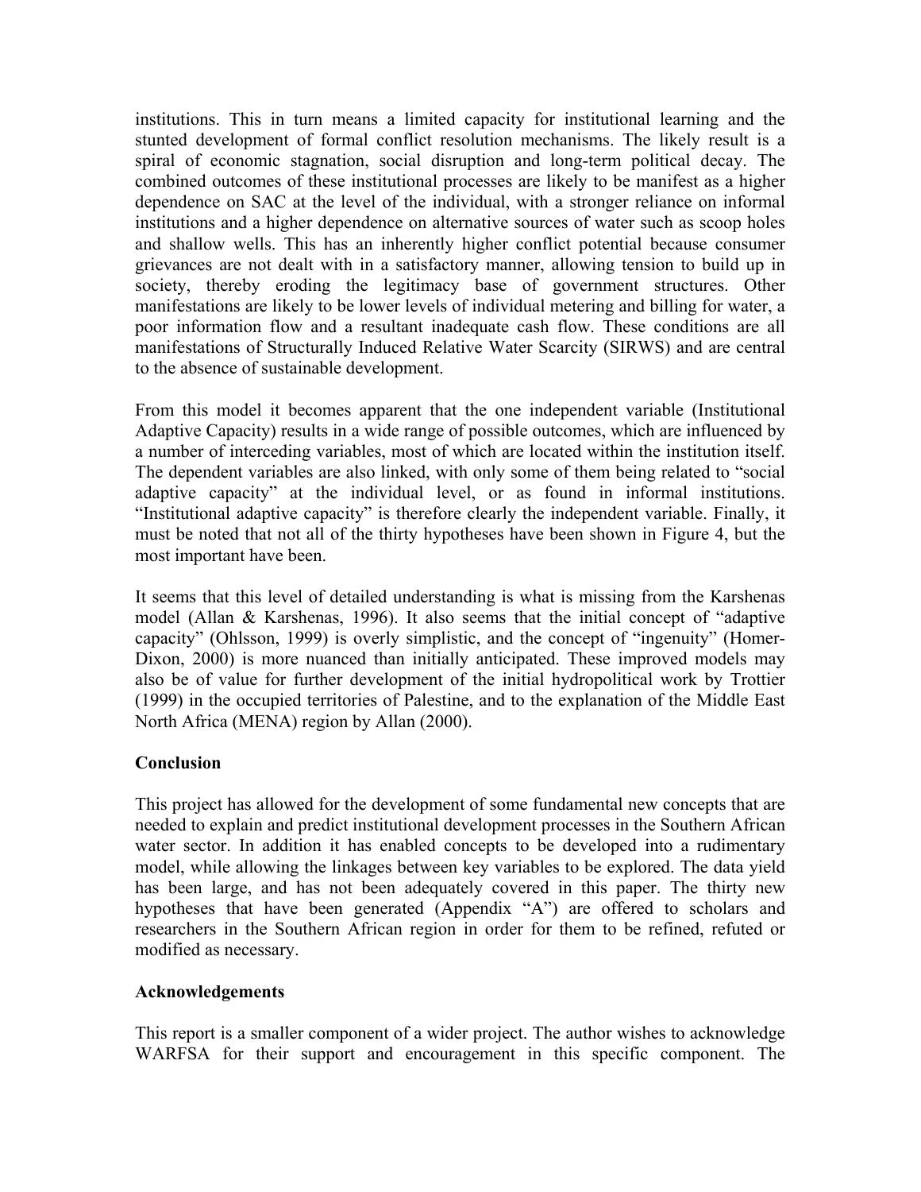institutions. This in turn means a limited capacity for institutional learning and the stunted development of formal conflict resolution mechanisms. The likely result is a spiral of economic stagnation, social disruption and long-term political decay. The combined outcomes of these institutional processes are likely to be manifest as a higher dependence on SAC at the level of the individual, with a stronger reliance on informal institutions and a higher dependence on alternative sources of water such as scoop holes and shallow wells. This has an inherently higher conflict potential because consumer grievances are not dealt with in a satisfactory manner, allowing tension to build up in society, thereby eroding the legitimacy base of government structures. Other manifestations are likely to be lower levels of individual metering and billing for water, a poor information flow and a resultant inadequate cash flow. These conditions are all manifestations of Structurally Induced Relative Water Scarcity (SIRWS) and are central to the absence of sustainable development.

From this model it becomes apparent that the one independent variable (Institutional Adaptive Capacity) results in a wide range of possible outcomes, which are influenced by a number of interceding variables, most of which are located within the institution itself. The dependent variables are also linked, with only some of them being related to "social adaptive capacity" at the individual level, or as found in informal institutions. "Institutional adaptive capacity" is therefore clearly the independent variable. Finally, it must be noted that not all of the thirty hypotheses have been shown in Figure 4, but the most important have been.

It seems that this level of detailed understanding is what is missing from the Karshenas model (Allan & Karshenas, 1996). It also seems that the initial concept of "adaptive capacity" (Ohlsson, 1999) is overly simplistic, and the concept of "ingenuity" (Homer-Dixon, 2000) is more nuanced than initially anticipated. These improved models may also be of value for further development of the initial hydropolitical work by Trottier (1999) in the occupied territories of Palestine, and to the explanation of the Middle East North Africa (MENA) region by Allan (2000).

## Conclusion

This project has allowed for the development of some fundamental new concepts that are needed to explain and predict institutional development processes in the Southern African water sector. In addition it has enabled concepts to be developed into a rudimentary model, while allowing the linkages between key variables to be explored. The data yield has been large, and has not been adequately covered in this paper. The thirty new hypotheses that have been generated (Appendix "A") are offered to scholars and researchers in the Southern African region in order for them to be refined, refuted or modified as necessary.

## Acknowledgements

This report is a smaller component of a wider project. The author wishes to acknowledge WARFSA for their support and encouragement in this specific component. The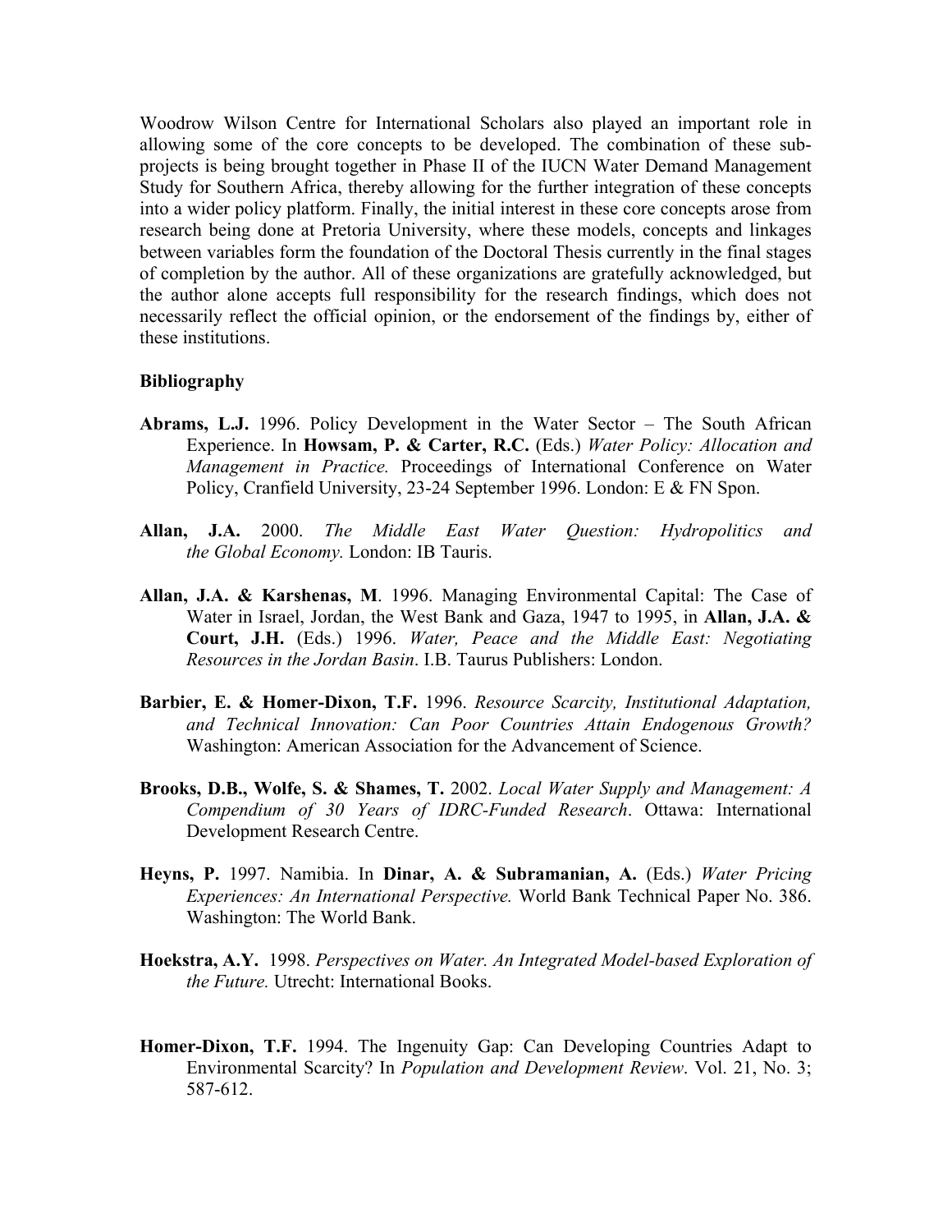Woodrow Wilson Centre for International Scholars also played an important role in allowing some of the core concepts to be developed. The combination of these sub-projects is being brought together in Phase II of the IUCN Water Demand Management Study for Southern Africa, thereby allowing for the further integration of these concepts into a wider policy platform. Finally, the initial interest in these core concepts arose from research being done at Pretoria University, where these models, concepts and linkages between variables form the foundation of the Doctoral Thesis currently in the final stages of completion by the author. All of these organizations are gratefully acknowledged, but the author alone accepts full responsibility for the research findings, which does not necessarily reflect the official opinion, or the endorsement of the findings by, either of these institutions.

**Bibliography**

**Abrams, L.J.** 1996. Policy Development in the Water Sector – The South African Experience. In **Howsam, P. & Carter, R.C.** (Eds.) *Water Policy: Allocation and Management in Practice.* Proceedings of International Conference on Water Policy, Cranfield University, 23-24 September 1996. London: E & FN Spon.

**Allan, J.A.** 2000. *The Middle East Water Question: Hydropolitics and the Global Economy.* London: IB Tauris.

**Allan, J.A. & Karshenas, M**. 1996. Managing Environmental Capital: The Case of Water in Israel, Jordan, the West Bank and Gaza, 1947 to 1995, in **Allan, J.A. & Court, J.H.** (Eds.) 1996. *Water, Peace and the Middle East: Negotiating Resources in the Jordan Basin*. I.B. Taurus Publishers: London.

**Barbier, E. & Homer-Dixon, T.F.** 1996. *Resource Scarcity, Institutional Adaptation, and Technical Innovation: Can Poor Countries Attain Endogenous Growth?* Washington: American Association for the Advancement of Science.

**Brooks, D.B., Wolfe, S. & Shames, T.** 2002. *Local Water Supply and Management: A Compendium of 30 Years of IDRC-Funded Research*. Ottawa: International Development Research Centre.

**Heyns, P.** 1997. Namibia. In **Dinar, A. & Subramanian, A.** (Eds.) *Water Pricing Experiences: An International Perspective.* World Bank Technical Paper No. 386. Washington: The World Bank.

**Hoekstra, A.Y.** 1998. *Perspectives on Water. An Integrated Model-based Exploration of the Future.* Utrecht: International Books.

**Homer-Dixon, T.F.** 1994. The Ingenuity Gap: Can Developing Countries Adapt to Environmental Scarcity? In *Population and Development Review*. Vol. 21, No. 3; 587-612.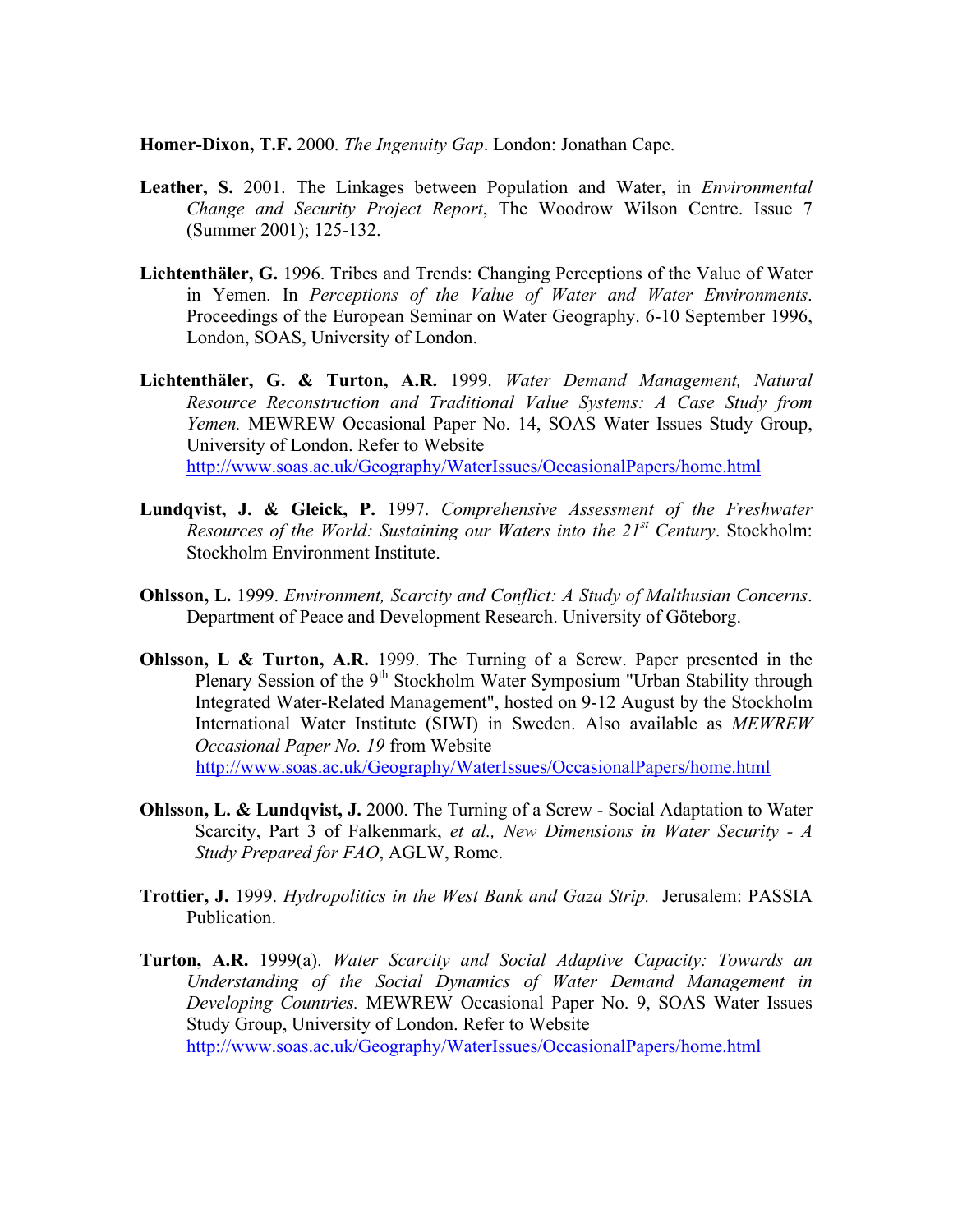**Homer-Dixon, T.F.** 2000. *The Ingenuity Gap*. London: Jonathan Cape.

**Leather, S.** 2001. The Linkages between Population and Water, in *Environmental Change and Security Project Report*, The Woodrow Wilson Centre. Issue 7 (Summer 2001); 125-132.

**Lichtenthäler, G.** 1996. Tribes and Trends: Changing Perceptions of the Value of Water in Yemen. In *Perceptions of the Value of Water and Water Environments*. Proceedings of the European Seminar on Water Geography. 6-10 September 1996, London, SOAS, University of London.

**Lichtenthäler, G. & Turton, A.R.** 1999. *Water Demand Management, Natural Resource Reconstruction and Traditional Value Systems: A Case Study from Yemen.* MEWREW Occasional Paper No. 14, SOAS Water Issues Study Group, University of London. Refer to Website http://www.soas.ac.uk/Geography/WaterIssues/OccasionalPapers/home.html

**Lundqvist, J. & Gleick, P.** 1997. *Comprehensive Assessment of the Freshwater Resources of the World: Sustaining our Waters into the 21st Century*. Stockholm: Stockholm Environment Institute.

**Ohlsson, L.** 1999. *Environment, Scarcity and Conflict: A Study of Malthusian Concerns*. Department of Peace and Development Research. University of Göteborg.

**Ohlsson, L & Turton, A.R.** 1999. The Turning of a Screw. Paper presented in the Plenary Session of the 9th Stockholm Water Symposium "Urban Stability through Integrated Water-Related Management", hosted on 9-12 August by the Stockholm International Water Institute (SIWI) in Sweden. Also available as *MEWREW Occasional Paper No. 19* from Website http://www.soas.ac.uk/Geography/WaterIssues/OccasionalPapers/home.html

**Ohlsson, L. & Lundqvist, J.** 2000. The Turning of a Screw - Social Adaptation to Water Scarcity, Part 3 of Falkenmark, *et al., New Dimensions in Water Security - A Study Prepared for FAO*, AGLW, Rome.

**Trottier, J.** 1999. *Hydropolitics in the West Bank and Gaza Strip.* Jerusalem: PASSIA Publication.

**Turton, A.R.** 1999(a). *Water Scarcity and Social Adaptive Capacity: Towards an Understanding of the Social Dynamics of Water Demand Management in Developing Countries.* MEWREW Occasional Paper No. 9, SOAS Water Issues Study Group, University of London. Refer to Website http://www.soas.ac.uk/Geography/WaterIssues/OccasionalPapers/home.html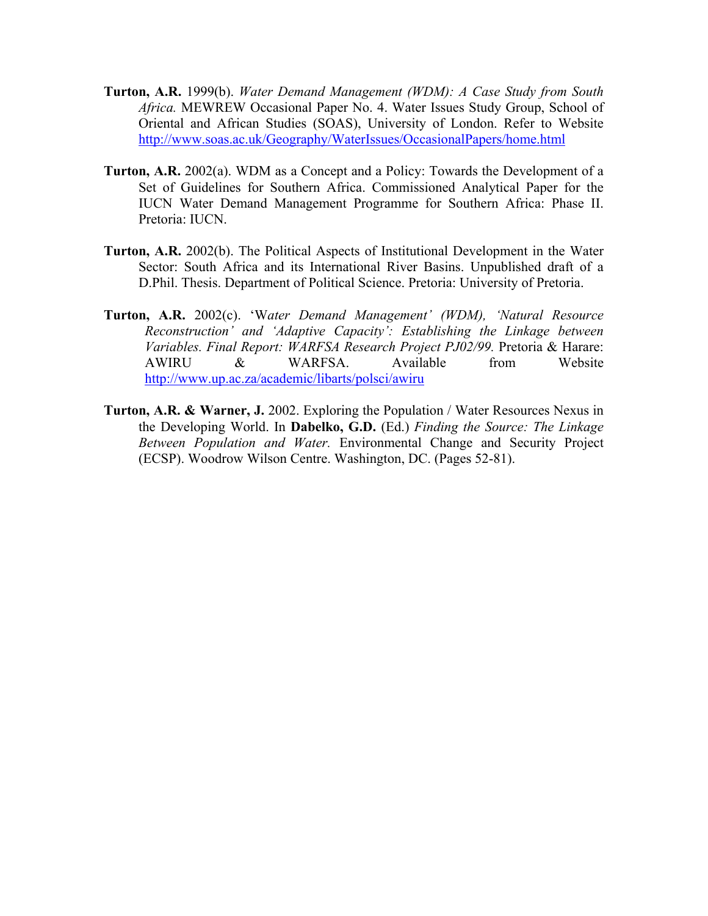**Turton, A.R.** 1999(b). *Water Demand Management (WDM): A Case Study from South Africa.* MEWREW Occasional Paper No. 4. Water Issues Study Group, School of Oriental and African Studies (SOAS), University of London. Refer to Website http://www.soas.ac.uk/Geography/WaterIssues/OccasionalPapers/home.html

**Turton, A.R.** 2002(a). WDM as a Concept and a Policy: Towards the Development of a Set of Guidelines for Southern Africa. Commissioned Analytical Paper for the IUCN Water Demand Management Programme for Southern Africa: Phase II. Pretoria: IUCN.

**Turton, A.R.** 2002(b). The Political Aspects of Institutional Development in the Water Sector: South Africa and its International River Basins. Unpublished draft of a D.Phil. Thesis. Department of Political Science. Pretoria: University of Pretoria.

**Turton, A.R.** 2002(c). 'W*ater Demand Management' (WDM), 'Natural Resource Reconstruction' and 'Adaptive Capacity': Establishing the Linkage between Variables. Final Report: WARFSA Research Project PJ02/99.* Pretoria & Harare: AWIRU & WARFSA. Available from Website http://www.up.ac.za/academic/libarts/polsci/awiru

**Turton, A.R. & Warner, J.** 2002. Exploring the Population / Water Resources Nexus in the Developing World. In **Dabelko, G.D.** (Ed.) *Finding the Source: The Linkage Between Population and Water.* Environmental Change and Security Project (ECSP). Woodrow Wilson Centre. Washington, DC. (Pages 52-81).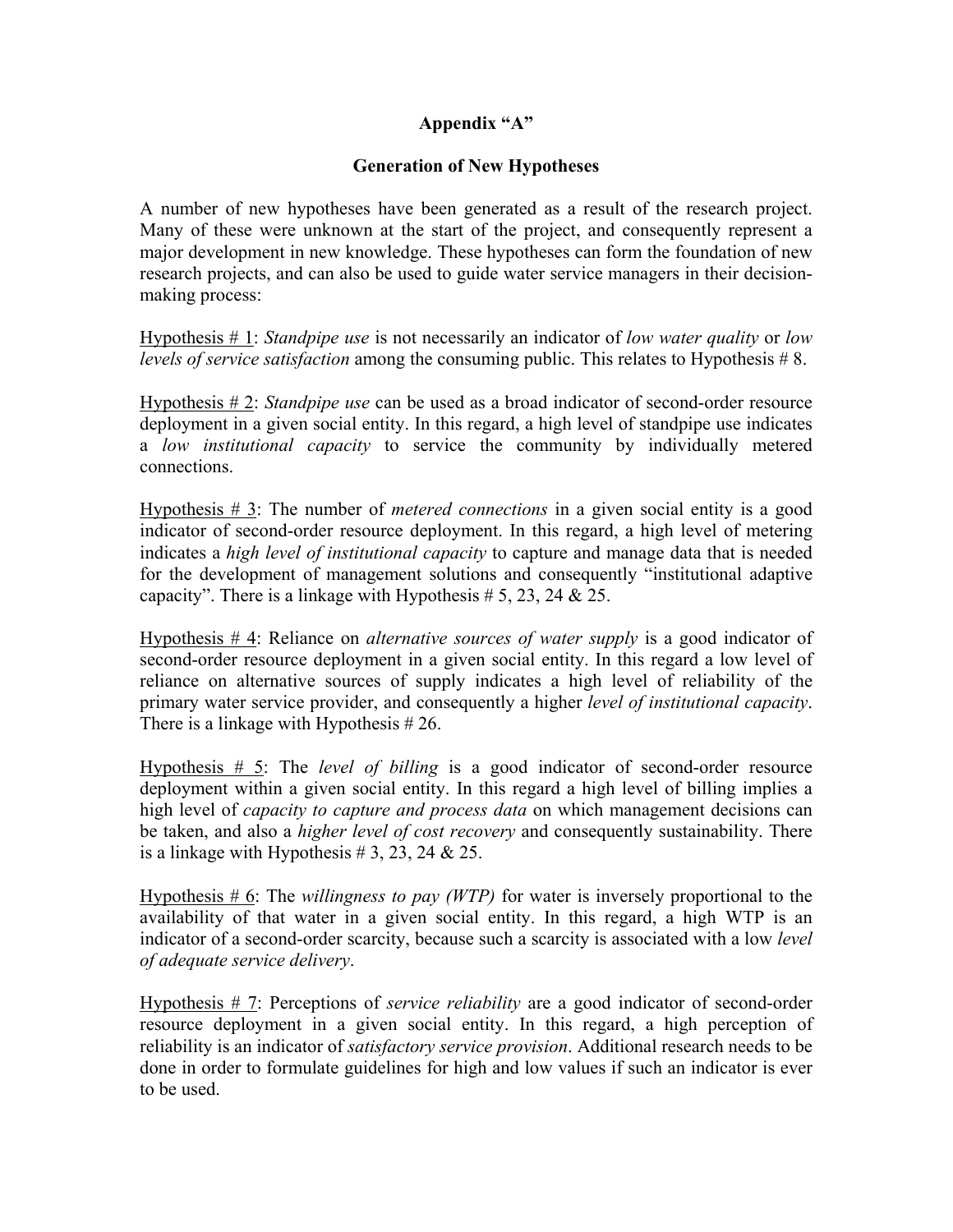## Appendix "A"

### Generation of New Hypotheses

A number of new hypotheses have been generated as a result of the research project. Many of these were unknown at the start of the project, and consequently represent a major development in new knowledge. These hypotheses can form the foundation of new research projects, and can also be used to guide water service managers in their decision-making process:

<u>Hypothesis # 1</u>: *Standpipe use* is not necessarily an indicator of *low water quality* or *low levels of service satisfaction* among the consuming public. This relates to Hypothesis # 8.

<u>Hypothesis # 2</u>: *Standpipe use* can be used as a broad indicator of second-order resource deployment in a given social entity. In this regard, a high level of standpipe use indicates a *low institutional capacity* to service the community by individually metered connections.

<u>Hypothesis # 3</u>: The number of *metered connections* in a given social entity is a good indicator of second-order resource deployment. In this regard, a high level of metering indicates a *high level of institutional capacity* to capture and manage data that is needed for the development of management solutions and consequently "institutional adaptive capacity". There is a linkage with Hypothesis # 5, 23, 24 & 25.

<u>Hypothesis # 4</u>: Reliance on *alternative sources of water supply* is a good indicator of second-order resource deployment in a given social entity. In this regard a low level of reliance on alternative sources of supply indicates a high level of reliability of the primary water service provider, and consequently a higher *level of institutional capacity*. There is a linkage with Hypothesis # 26.

<u>Hypothesis # 5</u>: The *level of billing* is a good indicator of second-order resource deployment within a given social entity. In this regard a high level of billing implies a high level of *capacity to capture and process data* on which management decisions can be taken, and also a *higher level of cost recovery* and consequently sustainability. There is a linkage with Hypothesis # 3, 23, 24 & 25.

<u>Hypothesis # 6</u>: The *willingness to pay (WTP)* for water is inversely proportional to the availability of that water in a given social entity. In this regard, a high WTP is an indicator of a second-order scarcity, because such a scarcity is associated with a low *level of adequate service delivery*.

<u>Hypothesis # 7</u>: Perceptions of *service reliability* are a good indicator of second-order resource deployment in a given social entity. In this regard, a high perception of reliability is an indicator of *satisfactory service provision*. Additional research needs to be done in order to formulate guidelines for high and low values if such an indicator is ever to be used.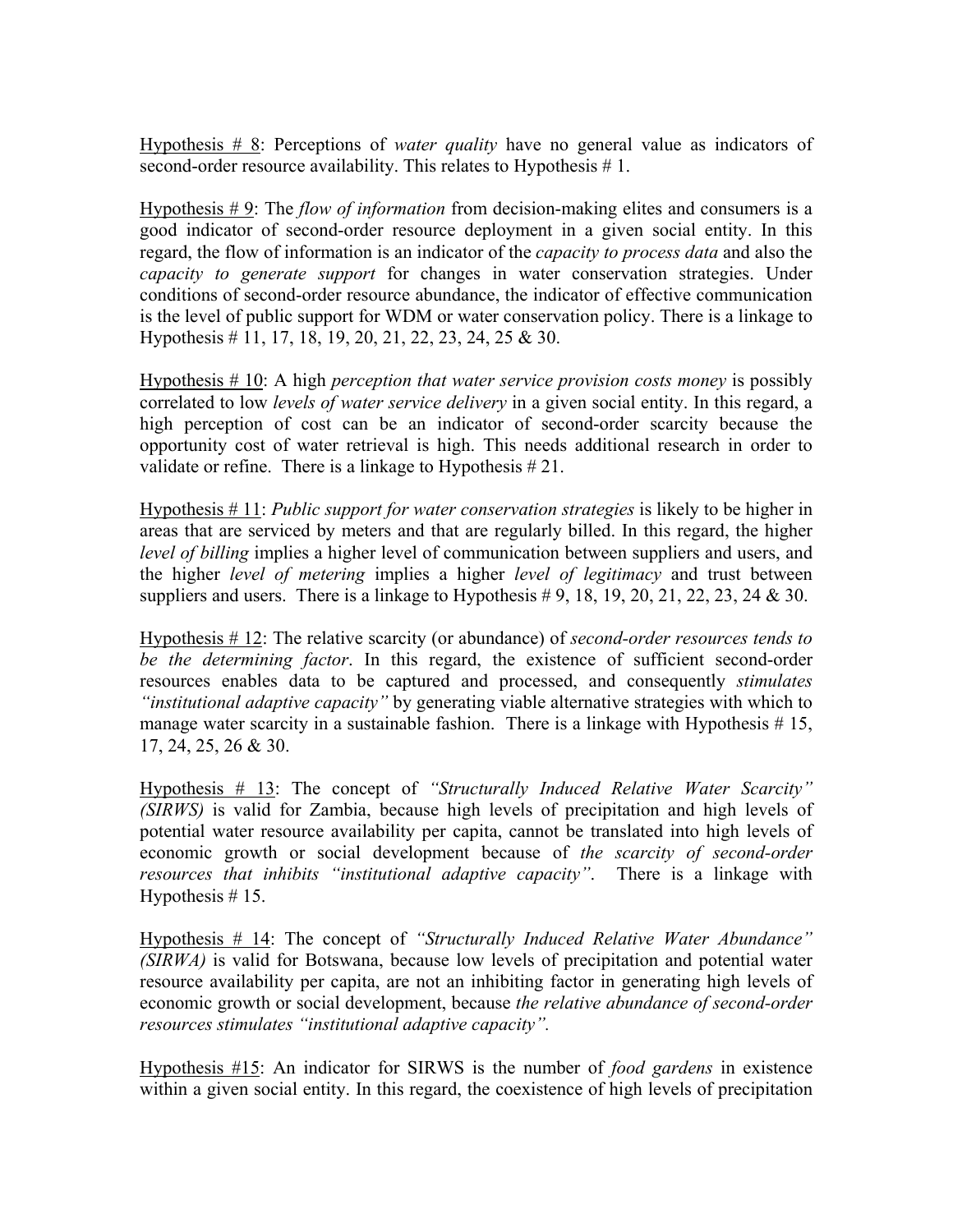Hypothesis # 8: Perceptions of *water quality* have no general value as indicators of second-order resource availability. This relates to Hypothesis # 1.

Hypothesis # 9: The *flow of information* from decision-making elites and consumers is a good indicator of second-order resource deployment in a given social entity. In this regard, the flow of information is an indicator of the *capacity to process data* and also the *capacity to generate support* for changes in water conservation strategies. Under conditions of second-order resource abundance, the indicator of effective communication is the level of public support for WDM or water conservation policy. There is a linkage to Hypothesis # 11, 17, 18, 19, 20, 21, 22, 23, 24, 25 & 30.

Hypothesis # 10: A high *perception that water service provision costs money* is possibly correlated to low *levels of water service delivery* in a given social entity. In this regard, a high perception of cost can be an indicator of second-order scarcity because the opportunity cost of water retrieval is high. This needs additional research in order to validate or refine. There is a linkage to Hypothesis # 21.

Hypothesis # 11: *Public support for water conservation strategies* is likely to be higher in areas that are serviced by meters and that are regularly billed. In this regard, the higher *level of billing* implies a higher level of communication between suppliers and users, and the higher *level of metering* implies a higher *level of legitimacy* and trust between suppliers and users. There is a linkage to Hypothesis # 9, 18, 19, 20, 21, 22, 23, 24 & 30.

Hypothesis # 12: The relative scarcity (or abundance) of *second-order resources tends to be the determining factor*. In this regard, the existence of sufficient second-order resources enables data to be captured and processed, and consequently *stimulates "institutional adaptive capacity"* by generating viable alternative strategies with which to manage water scarcity in a sustainable fashion. There is a linkage with Hypothesis # 15, 17, 24, 25, 26 & 30.

Hypothesis # 13: The concept of *"Structurally Induced Relative Water Scarcity" (SIRWS)* is valid for Zambia, because high levels of precipitation and high levels of potential water resource availability per capita, cannot be translated into high levels of economic growth or social development because of *the scarcity of second-order resources that inhibits "institutional adaptive capacity"*. There is a linkage with Hypothesis # 15.

Hypothesis # 14: The concept of *"Structurally Induced Relative Water Abundance" (SIRWA)* is valid for Botswana, because low levels of precipitation and potential water resource availability per capita, are not an inhibiting factor in generating high levels of economic growth or social development, because *the relative abundance of second-order resources stimulates "institutional adaptive capacity".*

Hypothesis #15: An indicator for SIRWS is the number of *food gardens* in existence within a given social entity. In this regard, the coexistence of high levels of precipitation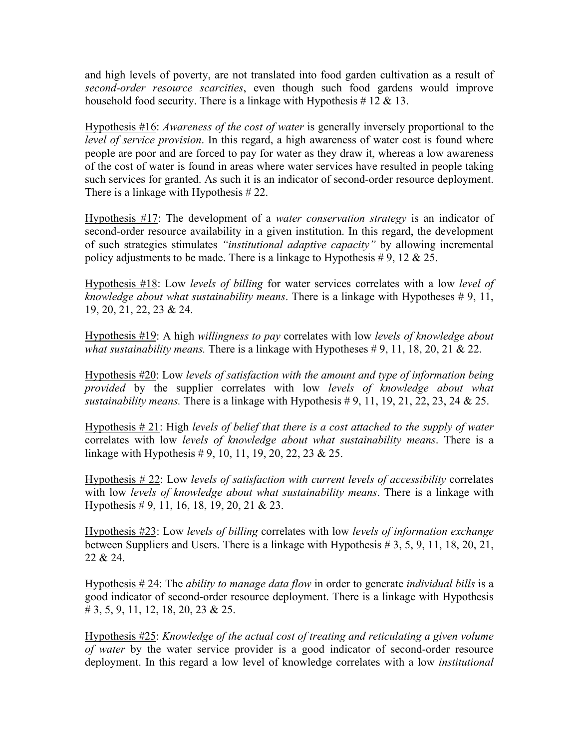and high levels of poverty, are not translated into food garden cultivation as a result of *second-order resource scarcities*, even though such food gardens would improve household food security. There is a linkage with Hypothesis # 12 & 13.

<u>Hypothesis #16</u>: *Awareness of the cost of water* is generally inversely proportional to the *level of service provision*. In this regard, a high awareness of water cost is found where people are poor and are forced to pay for water as they draw it, whereas a low awareness of the cost of water is found in areas where water services have resulted in people taking such services for granted. As such it is an indicator of second-order resource deployment. There is a linkage with Hypothesis # 22.

<u>Hypothesis #17</u>: The development of a *water conservation strategy* is an indicator of second-order resource availability in a given institution. In this regard, the development of such strategies stimulates *"institutional adaptive capacity"* by allowing incremental policy adjustments to be made. There is a linkage to Hypothesis # 9, 12 & 25.

<u>Hypothesis #18</u>: Low *levels of billing* for water services correlates with a low *level of knowledge about what sustainability means*. There is a linkage with Hypotheses # 9, 11, 19, 20, 21, 22, 23 & 24.

<u>Hypothesis #19</u>: A high *willingness to pay* correlates with low *levels of knowledge about what sustainability means.* There is a linkage with Hypotheses # 9, 11, 18, 20, 21 & 22.

<u>Hypothesis #20</u>: Low *levels of satisfaction with the amount and type of information being provided* by the supplier correlates with low *levels of knowledge about what sustainability means.* There is a linkage with Hypothesis # 9, 11, 19, 21, 22, 23, 24 & 25.

<u>Hypothesis # 21</u>: High *levels of belief that there is a cost attached to the supply of water* correlates with low *levels of knowledge about what sustainability means*. There is a linkage with Hypothesis # 9, 10, 11, 19, 20, 22, 23 & 25.

<u>Hypothesis # 22</u>: Low *levels of satisfaction with current levels of accessibility* correlates with low *levels of knowledge about what sustainability means*. There is a linkage with Hypothesis # 9, 11, 16, 18, 19, 20, 21 & 23.

<u>Hypothesis #23</u>: Low *levels of billing* correlates with low *levels of information exchange* between Suppliers and Users. There is a linkage with Hypothesis # 3, 5, 9, 11, 18, 20, 21, 22 & 24.

<u>Hypothesis # 24</u>: The *ability to manage data flow* in order to generate *individual bills* is a good indicator of second-order resource deployment. There is a linkage with Hypothesis # 3, 5, 9, 11, 12, 18, 20, 23 & 25.

<u>Hypothesis #25</u>: *Knowledge of the actual cost of treating and reticulating a given volume of water* by the water service provider is a good indicator of second-order resource deployment. In this regard a low level of knowledge correlates with a low *institutional*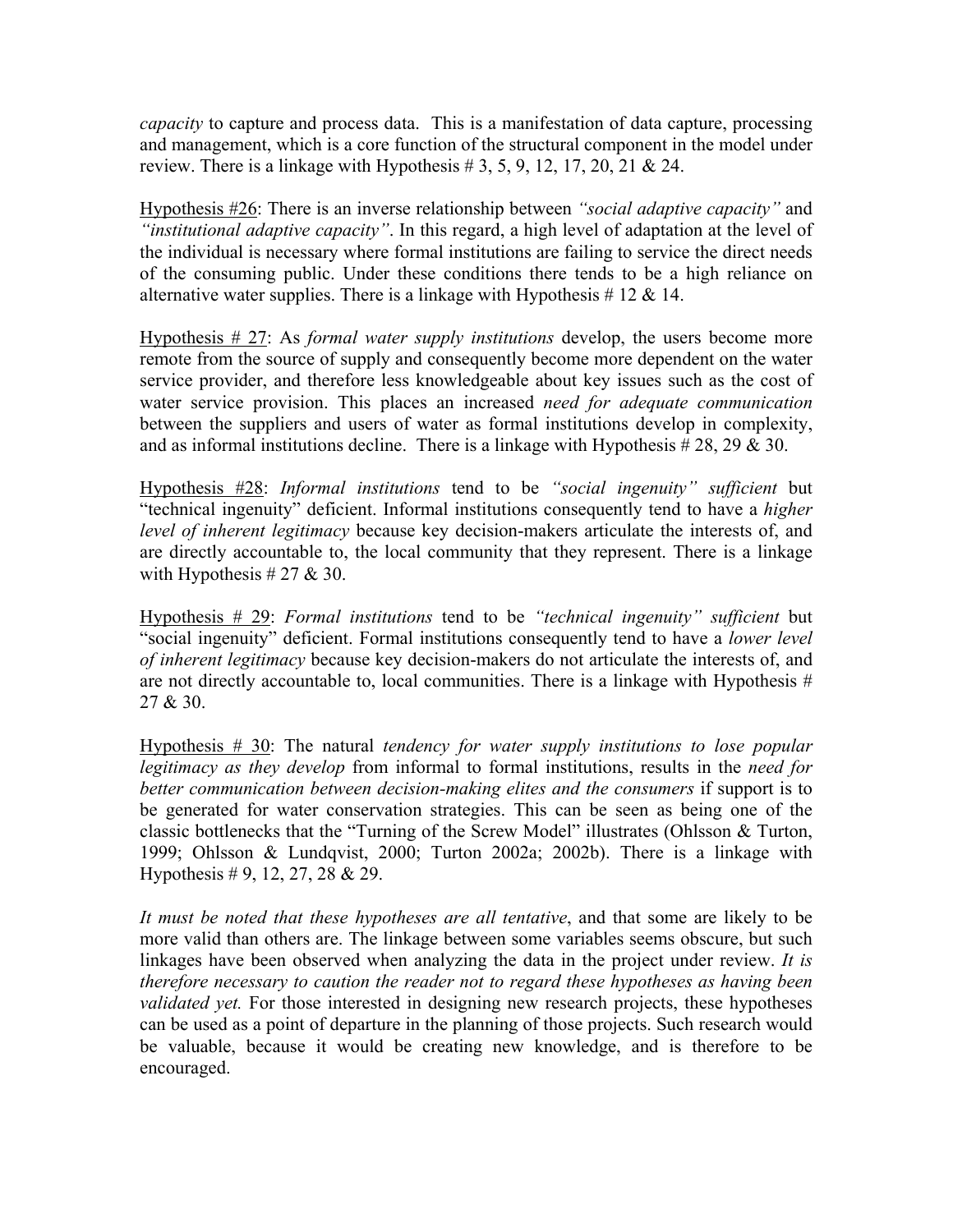*capacity* to capture and process data. This is a manifestation of data capture, processing and management, which is a core function of the structural component in the model under review. There is a linkage with Hypothesis # 3, 5, 9, 12, 17, 20, 21 & 24.

Hypothesis #26: There is an inverse relationship between *"social adaptive capacity"* and *"institutional adaptive capacity"*. In this regard, a high level of adaptation at the level of the individual is necessary where formal institutions are failing to service the direct needs of the consuming public. Under these conditions there tends to be a high reliance on alternative water supplies. There is a linkage with Hypothesis # 12 & 14.

Hypothesis # 27: As *formal water supply institutions* develop, the users become more remote from the source of supply and consequently become more dependent on the water service provider, and therefore less knowledgeable about key issues such as the cost of water service provision. This places an increased *need for adequate communication* between the suppliers and users of water as formal institutions develop in complexity, and as informal institutions decline. There is a linkage with Hypothesis # 28, 29 & 30.

Hypothesis #28: *Informal institutions* tend to be *"social ingenuity" sufficient* but "technical ingenuity" deficient. Informal institutions consequently tend to have a *higher level of inherent legitimacy* because key decision-makers articulate the interests of, and are directly accountable to, the local community that they represent. There is a linkage with Hypothesis # 27 & 30.

Hypothesis # 29: *Formal institutions* tend to be *"technical ingenuity" sufficient* but "social ingenuity" deficient. Formal institutions consequently tend to have a *lower level of inherent legitimacy* because key decision-makers do not articulate the interests of, and are not directly accountable to, local communities. There is a linkage with Hypothesis # 27 & 30.

Hypothesis # 30: The natural *tendency for water supply institutions to lose popular legitimacy as they develop* from informal to formal institutions, results in the *need for better communication between decision-making elites and the consumers* if support is to be generated for water conservation strategies. This can be seen as being one of the classic bottlenecks that the "Turning of the Screw Model" illustrates (Ohlsson & Turton, 1999; Ohlsson & Lundqvist, 2000; Turton 2002a; 2002b). There is a linkage with Hypothesis # 9, 12, 27, 28 & 29.

*It must be noted that these hypotheses are all tentative*, and that some are likely to be more valid than others are. The linkage between some variables seems obscure, but such linkages have been observed when analyzing the data in the project under review. *It is therefore necessary to caution the reader not to regard these hypotheses as having been validated yet.* For those interested in designing new research projects, these hypotheses can be used as a point of departure in the planning of those projects. Such research would be valuable, because it would be creating new knowledge, and is therefore to be encouraged.